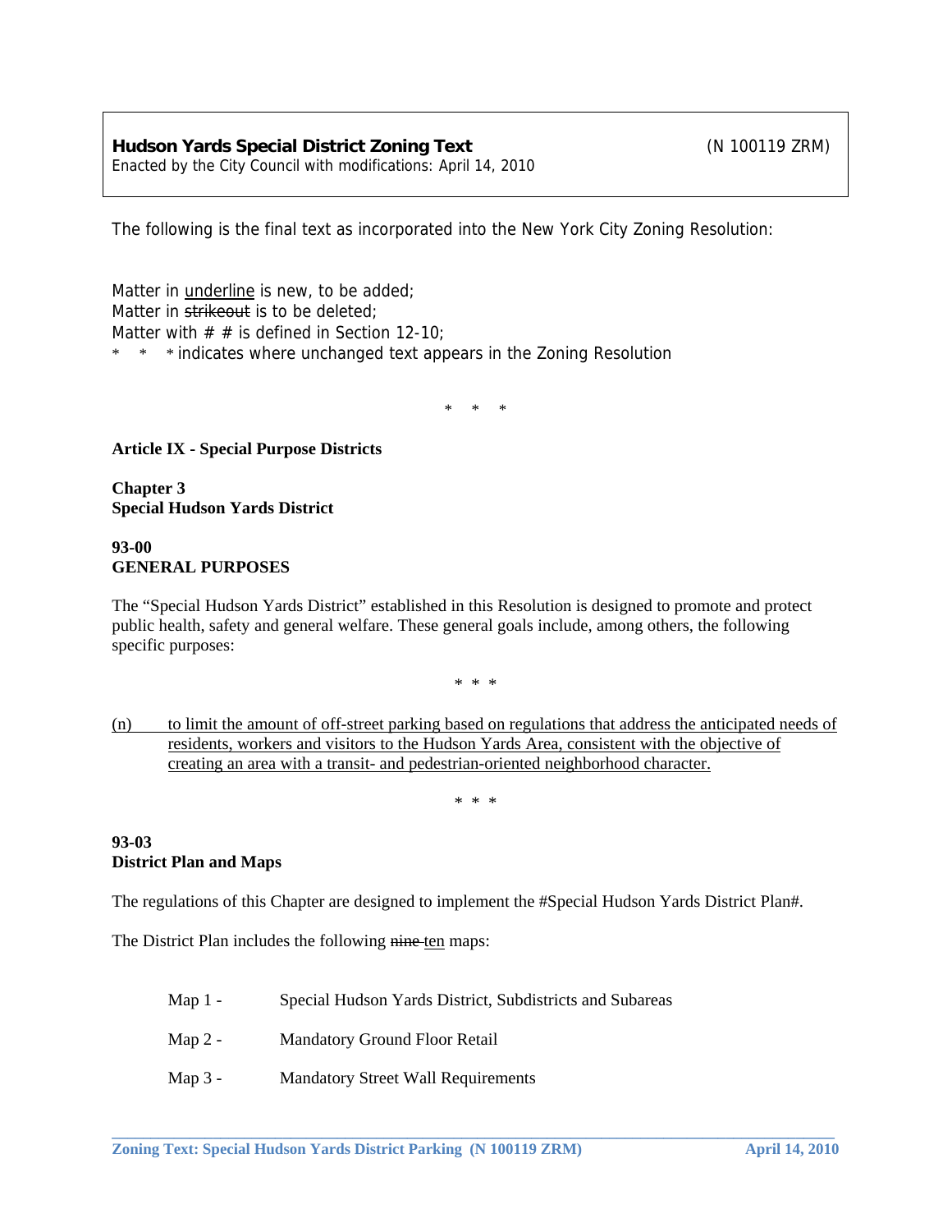**Hudson Yards Special District Zoning Text** (N 100119 ZRM)
Enacted by the City Council with modifications: April 14, 2010

The following is the final text as incorporated into the New York City Zoning Resolution:

Matter in <u>underline</u> is new, to be added;
Matter in ~~strikeout~~ is to be deleted;
Matter with # # is defined in Section 12-10;
\* \* \* indicates where unchanged text appears in the Zoning Resolution

\* \* \*

**Article IX - Special Purpose Districts**

**Chapter 3**
**Special Hudson Yards District**

**93-00**
**GENERAL PURPOSES**

The "Special Hudson Yards District" established in this Resolution is designed to promote and protect public health, safety and general welfare. These general goals include, among others, the following specific purposes:

\* \* \*

<u>(n) to limit the amount of off-street parking based on regulations that address the anticipated needs of residents, workers and visitors to the Hudson Yards Area, consistent with the objective of creating an area with a transit- and pedestrian-oriented neighborhood character.</u>

\* \* \*

**93-03**
**District Plan and Maps**

The regulations of this Chapter are designed to implement the #Special Hudson Yards District Plan#.

The District Plan includes the following ~~nine~~ <u>ten</u> maps:

Map 1 - Special Hudson Yards District, Subdistricts and Subareas

Map 2 - Mandatory Ground Floor Retail

Map 3 - Mandatory Street Wall Requirements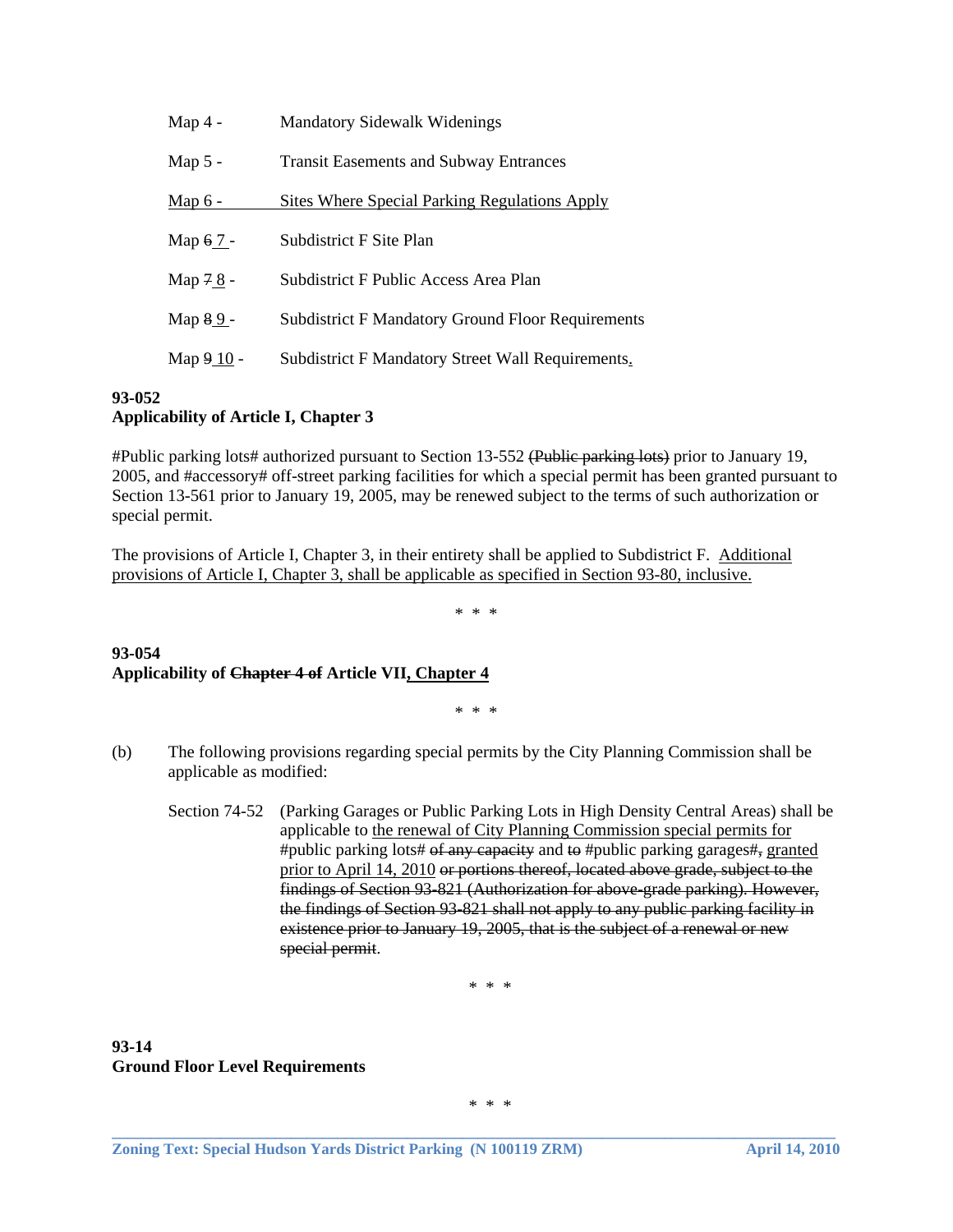Map 4 - Mandatory Sidewalk Widenings

Map 5 - Transit Easements and Subway Entrances

<u>Map 6 - Sites Where Special Parking Regulations Apply</u>

Map ~~6~~ <u>7</u> - Subdistrict F Site Plan

Map ~~7~~ <u>8</u> - Subdistrict F Public Access Area Plan

Map ~~8~~ <u>9</u> - Subdistrict F Mandatory Ground Floor Requirements

Map ~~9~~ <u>10</u> - Subdistrict F Mandatory Street Wall Requirements<u>.</u>

**93-052**
**Applicability of Article I, Chapter 3**

#Public parking lots# authorized pursuant to Section 13-552 ~~(Public parking lots)~~ prior to January 19, 2005, and #accessory# off-street parking facilities for which a special permit has been granted pursuant to Section 13-561 prior to January 19, 2005, may be renewed subject to the terms of such authorization or special permit.

The provisions of Article I, Chapter 3, in their entirety shall be applied to Subdistrict F. <u>Additional provisions of Article I, Chapter 3, shall be applicable as specified in Section 93-80, inclusive.</u>

\* \* \*

**93-054**
**Applicability of ~~Chapter 4 of~~ Article VII<u>, Chapter 4</u>**

\* \* \*

(b) The following provisions regarding special permits by the City Planning Commission shall be applicable as modified:

Section 74-52 (Parking Garages or Public Parking Lots in High Density Central Areas) shall be applicable to <u>the renewal of City Planning Commission special permits for</u> #public parking lots# ~~of any capacity~~ and ~~to~~ #public parking garages#~~,~~ <u>granted prior to April 14, 2010</u> ~~or portions thereof, located above grade, subject to the findings of Section 93-821 (Authorization for above-grade parking). However, the findings of Section 93-821 shall not apply to any public parking facility in existence prior to January 19, 2005, that is the subject of a renewal or new special permit~~.

\* \* \*

**93-14**
**Ground Floor Level Requirements**

\* \* \*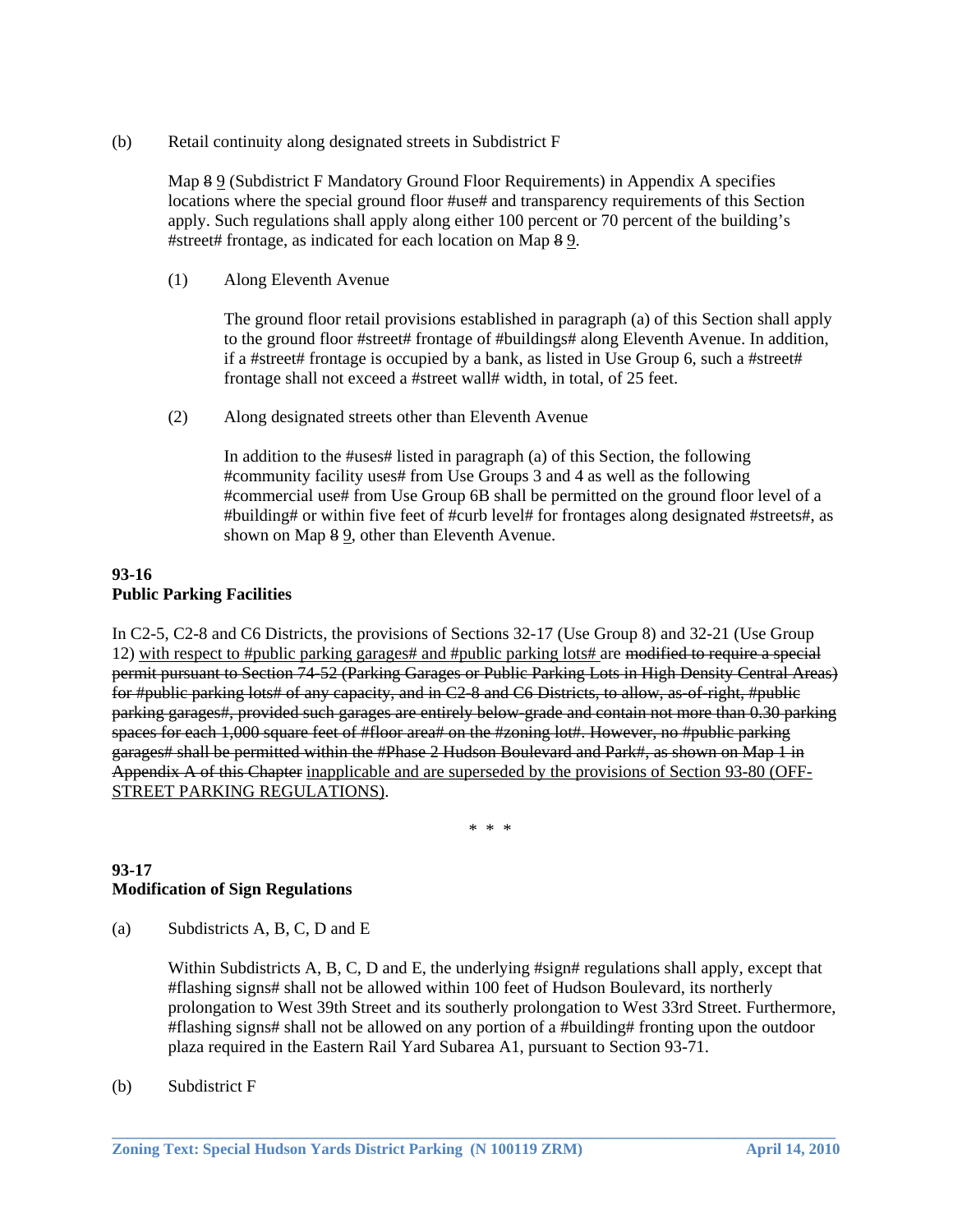(b) Retail continuity along designated streets in Subdistrict F

Map ~~8~~ <u>9</u> (Subdistrict F Mandatory Ground Floor Requirements) in Appendix A specifies locations where the special ground floor #use# and transparency requirements of this Section apply. Such regulations shall apply along either 100 percent or 70 percent of the building's #street# frontage, as indicated for each location on Map ~~8~~ <u>9</u>.

(1) Along Eleventh Avenue

The ground floor retail provisions established in paragraph (a) of this Section shall apply to the ground floor #street# frontage of #buildings# along Eleventh Avenue. In addition, if a #street# frontage is occupied by a bank, as listed in Use Group 6, such a #street# frontage shall not exceed a #street wall# width, in total, of 25 feet.

(2) Along designated streets other than Eleventh Avenue

In addition to the #uses# listed in paragraph (a) of this Section, the following #community facility uses# from Use Groups 3 and 4 as well as the following #commercial use# from Use Group 6B shall be permitted on the ground floor level of a #building# or within five feet of #curb level# for frontages along designated #streets#, as shown on Map ~~8~~ <u>9</u>, other than Eleventh Avenue.

**93-16**
**Public Parking Facilities**

In C2-5, C2-8 and C6 Districts, the provisions of Sections 32-17 (Use Group 8) and 32-21 (Use Group 12) <u>with respect to #public parking garages# and #public parking lots#</u> are ~~modified to require a special permit pursuant to Section 74-52 (Parking Garages or Public Parking Lots in High Density Central Areas) for #public parking lots# of any capacity, and in C2-8 and C6 Districts, to allow, as-of-right, #public parking garages#, provided such garages are entirely below-grade and contain not more than 0.30 parking spaces for each 1,000 square feet of #floor area# on the #zoning lot#. However, no #public parking garages# shall be permitted within the #Phase 2 Hudson Boulevard and Park#, as shown on Map 1 in Appendix A of this Chapter~~ <u>inapplicable and are superseded by the provisions of Section 93-80 (OFF-STREET PARKING REGULATIONS)</u>.

* * *

**93-17**
**Modification of Sign Regulations**

(a) Subdistricts A, B, C, D and E

Within Subdistricts A, B, C, D and E, the underlying #sign# regulations shall apply, except that #flashing signs# shall not be allowed within 100 feet of Hudson Boulevard, its northerly prolongation to West 39th Street and its southerly prolongation to West 33rd Street. Furthermore, #flashing signs# shall not be allowed on any portion of a #building# fronting upon the outdoor plaza required in the Eastern Rail Yard Subarea A1, pursuant to Section 93-71.

(b) Subdistrict F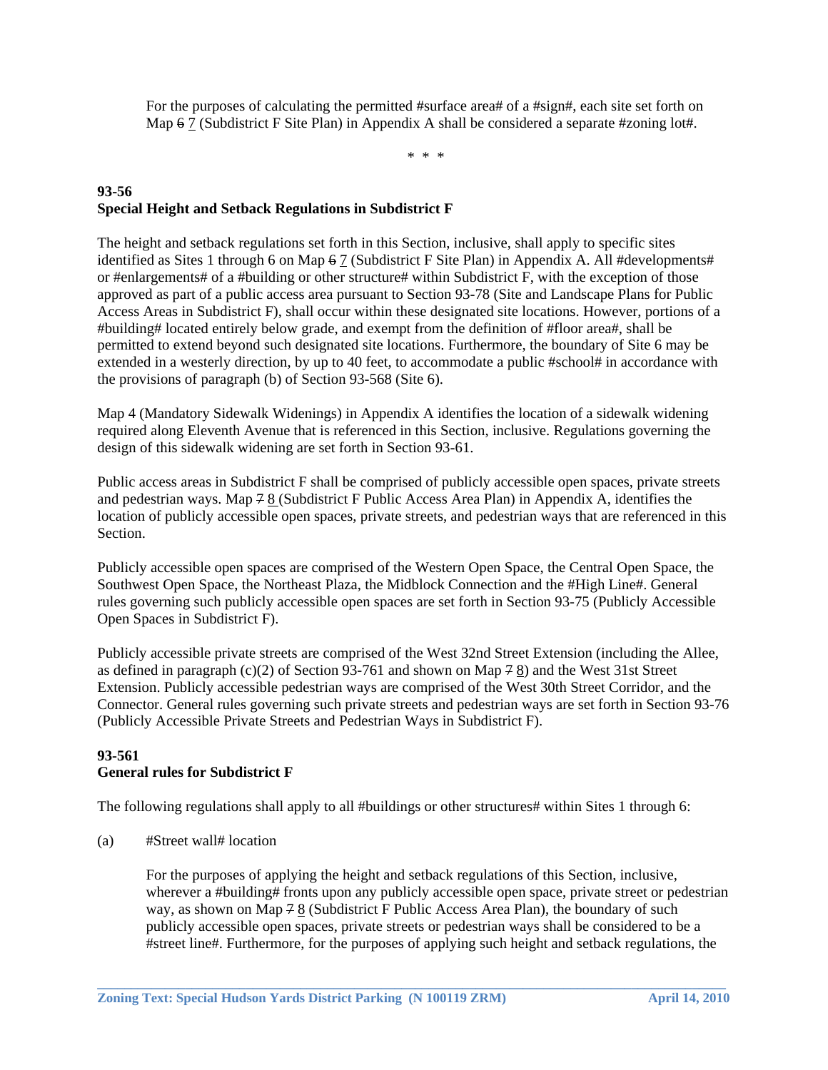For the purposes of calculating the permitted #surface area# of a #sign#, each site set forth on Map ~~6~~ <u>7</u> (Subdistrict F Site Plan) in Appendix A shall be considered a separate #zoning lot#.

\* \* \*

**93-56**
**Special Height and Setback Regulations in Subdistrict F**

The height and setback regulations set forth in this Section, inclusive, shall apply to specific sites identified as Sites 1 through 6 on Map ~~6~~ <u>7</u> (Subdistrict F Site Plan) in Appendix A. All #developments# or #enlargements# of a #building or other structure# within Subdistrict F, with the exception of those approved as part of a public access area pursuant to Section 93-78 (Site and Landscape Plans for Public Access Areas in Subdistrict F), shall occur within these designated site locations. However, portions of a #building# located entirely below grade, and exempt from the definition of #floor area#, shall be permitted to extend beyond such designated site locations. Furthermore, the boundary of Site 6 may be extended in a westerly direction, by up to 40 feet, to accommodate a public #school# in accordance with the provisions of paragraph (b) of Section 93-568 (Site 6).

Map 4 (Mandatory Sidewalk Widenings) in Appendix A identifies the location of a sidewalk widening required along Eleventh Avenue that is referenced in this Section, inclusive. Regulations governing the design of this sidewalk widening are set forth in Section 93-61.

Public access areas in Subdistrict F shall be comprised of publicly accessible open spaces, private streets and pedestrian ways. Map ~~7~~ <u>8</u> (Subdistrict F Public Access Area Plan) in Appendix A, identifies the location of publicly accessible open spaces, private streets, and pedestrian ways that are referenced in this Section.

Publicly accessible open spaces are comprised of the Western Open Space, the Central Open Space, the Southwest Open Space, the Northeast Plaza, the Midblock Connection and the #High Line#. General rules governing such publicly accessible open spaces are set forth in Section 93-75 (Publicly Accessible Open Spaces in Subdistrict F).

Publicly accessible private streets are comprised of the West 32nd Street Extension (including the Allee, as defined in paragraph (c)(2) of Section 93-761 and shown on Map ~~7~~ <u>8</u>) and the West 31st Street Extension. Publicly accessible pedestrian ways are comprised of the West 30th Street Corridor, and the Connector. General rules governing such private streets and pedestrian ways are set forth in Section 93-76 (Publicly Accessible Private Streets and Pedestrian Ways in Subdistrict F).

**93-561**
**General rules for Subdistrict F**

The following regulations shall apply to all #buildings or other structures# within Sites 1 through 6:

(a) #Street wall# location

For the purposes of applying the height and setback regulations of this Section, inclusive, wherever a #building# fronts upon any publicly accessible open space, private street or pedestrian way, as shown on Map ~~7~~ <u>8</u> (Subdistrict F Public Access Area Plan), the boundary of such publicly accessible open spaces, private streets or pedestrian ways shall be considered to be a #street line#. Furthermore, for the purposes of applying such height and setback regulations, the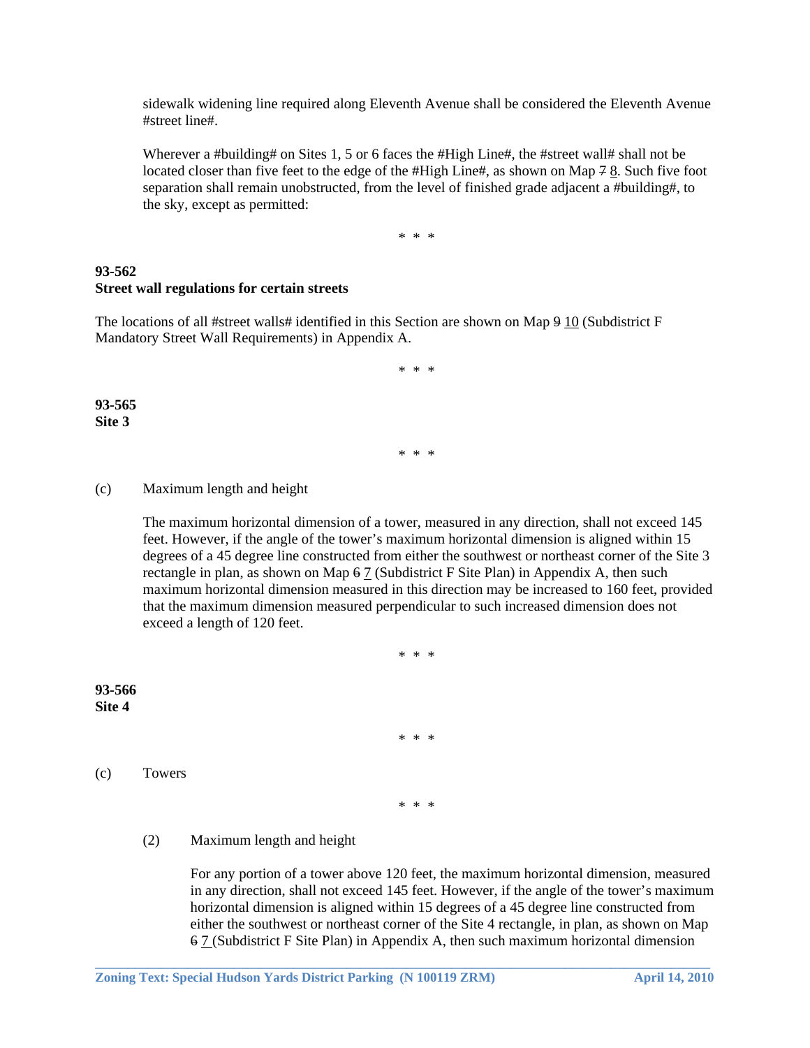sidewalk widening line required along Eleventh Avenue shall be considered the Eleventh Avenue #street line#.

Wherever a #building# on Sites 1, 5 or 6 faces the #High Line#, the #street wall# shall not be located closer than five feet to the edge of the #High Line#, as shown on Map ~~7~~ <u>8</u>. Such five foot separation shall remain unobstructed, from the level of finished grade adjacent a #building#, to the sky, except as permitted:

\* \* \*

**93-562**
**Street wall regulations for certain streets**

The locations of all #street walls# identified in this Section are shown on Map ~~9~~ <u>10</u> (Subdistrict F Mandatory Street Wall Requirements) in Appendix A.

\* \* \*

**93-565**
**Site 3**

\* \* \*

(c) Maximum length and height

The maximum horizontal dimension of a tower, measured in any direction, shall not exceed 145 feet. However, if the angle of the tower's maximum horizontal dimension is aligned within 15 degrees of a 45 degree line constructed from either the southwest or northeast corner of the Site 3 rectangle in plan, as shown on Map ~~6~~ <u>7</u> (Subdistrict F Site Plan) in Appendix A, then such maximum horizontal dimension measured in this direction may be increased to 160 feet, provided that the maximum dimension measured perpendicular to such increased dimension does not exceed a length of 120 feet.

\* \* \*

**93-566**
**Site 4**

\* \* \*

(c) Towers

\* \* \*

(2) Maximum length and height

For any portion of a tower above 120 feet, the maximum horizontal dimension, measured in any direction, shall not exceed 145 feet. However, if the angle of the tower's maximum horizontal dimension is aligned within 15 degrees of a 45 degree line constructed from either the southwest or northeast corner of the Site 4 rectangle, in plan, as shown on Map ~~6~~ <u>7</u> (Subdistrict F Site Plan) in Appendix A, then such maximum horizontal dimension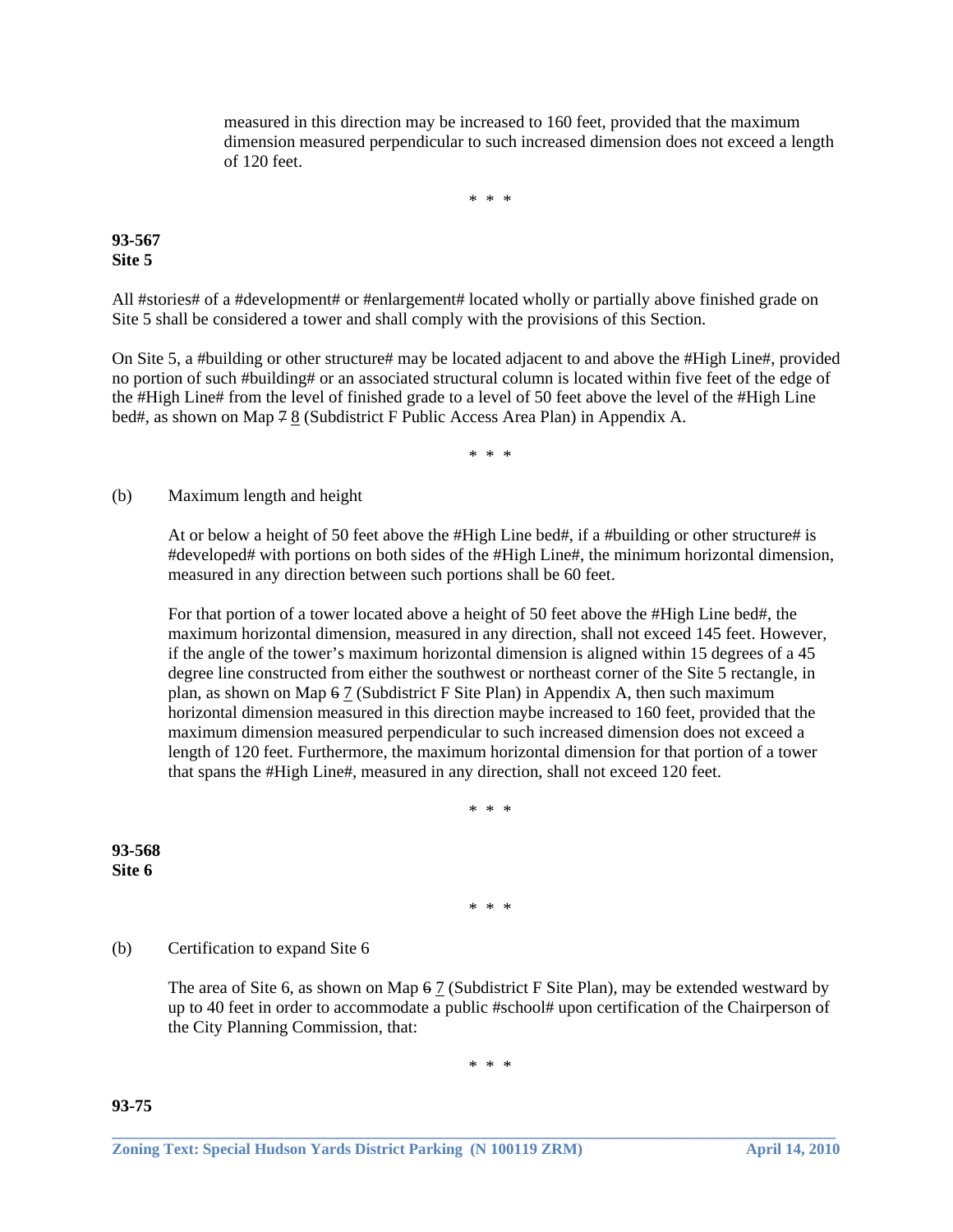measured in this direction may be increased to 160 feet, provided that the maximum dimension measured perpendicular to such increased dimension does not exceed a length of 120 feet.

\* \* \*

**93-567**
**Site 5**

All #stories# of a #development# or #enlargement# located wholly or partially above finished grade on Site 5 shall be considered a tower and shall comply with the provisions of this Section.

On Site 5, a #building or other structure# may be located adjacent to and above the #High Line#, provided no portion of such #building# or an associated structural column is located within five feet of the edge of the #High Line# from the level of finished grade to a level of 50 feet above the level of the #High Line bed#, as shown on Map ~~7~~ <u>8</u> (Subdistrict F Public Access Area Plan) in Appendix A.

\* \* \*

(b) Maximum length and height

At or below a height of 50 feet above the #High Line bed#, if a #building or other structure# is #developed# with portions on both sides of the #High Line#, the minimum horizontal dimension, measured in any direction between such portions shall be 60 feet.

For that portion of a tower located above a height of 50 feet above the #High Line bed#, the maximum horizontal dimension, measured in any direction, shall not exceed 145 feet. However, if the angle of the tower's maximum horizontal dimension is aligned within 15 degrees of a 45 degree line constructed from either the southwest or northeast corner of the Site 5 rectangle, in plan, as shown on Map ~~6~~ <u>7</u> (Subdistrict F Site Plan) in Appendix A, then such maximum horizontal dimension measured in this direction maybe increased to 160 feet, provided that the maximum dimension measured perpendicular to such increased dimension does not exceed a length of 120 feet. Furthermore, the maximum horizontal dimension for that portion of a tower that spans the #High Line#, measured in any direction, shall not exceed 120 feet.

\* \* \*

**93-568**
**Site 6**

\* \* \*

(b) Certification to expand Site 6

The area of Site 6, as shown on Map ~~6~~ <u>7</u> (Subdistrict F Site Plan), may be extended westward by up to 40 feet in order to accommodate a public #school# upon certification of the Chairperson of the City Planning Commission, that:

\* \* \*

**93-75**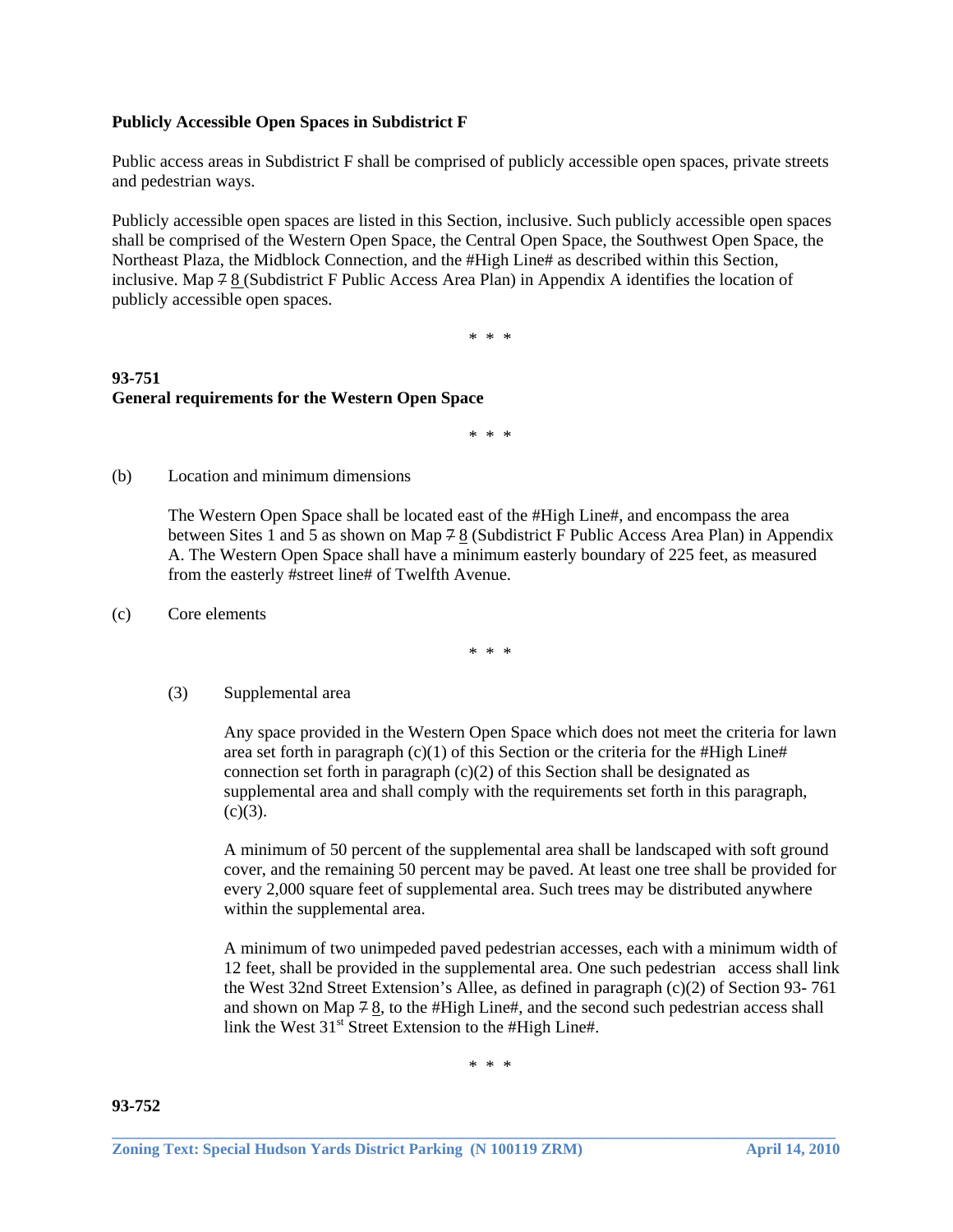**Publicly Accessible Open Spaces in Subdistrict F**

Public access areas in Subdistrict F shall be comprised of publicly accessible open spaces, private streets and pedestrian ways.

Publicly accessible open spaces are listed in this Section, inclusive. Such publicly accessible open spaces shall be comprised of the Western Open Space, the Central Open Space, the Southwest Open Space, the Northeast Plaza, the Midblock Connection, and the #High Line# as described within this Section, inclusive. Map ~~7~~ <u>8</u> (Subdistrict F Public Access Area Plan) in Appendix A identifies the location of publicly accessible open spaces.

\* \* \*

**93-751**
**General requirements for the Western Open Space**

\* \* \*

(b) Location and minimum dimensions

The Western Open Space shall be located east of the #High Line#, and encompass the area between Sites 1 and 5 as shown on Map ~~7~~ <u>8</u> (Subdistrict F Public Access Area Plan) in Appendix A. The Western Open Space shall have a minimum easterly boundary of 225 feet, as measured from the easterly #street line# of Twelfth Avenue.

(c) Core elements

\* \* \*

(3) Supplemental area

Any space provided in the Western Open Space which does not meet the criteria for lawn area set forth in paragraph (c)(1) of this Section or the criteria for the #High Line# connection set forth in paragraph (c)(2) of this Section shall be designated as supplemental area and shall comply with the requirements set forth in this paragraph, (c)(3).

A minimum of 50 percent of the supplemental area shall be landscaped with soft ground cover, and the remaining 50 percent may be paved. At least one tree shall be provided for every 2,000 square feet of supplemental area. Such trees may be distributed anywhere within the supplemental area.

A minimum of two unimpeded paved pedestrian accesses, each with a minimum width of 12 feet, shall be provided in the supplemental area. One such pedestrian access shall link the West 32nd Street Extension's Allee, as defined in paragraph (c)(2) of Section 93- 761 and shown on Map ~~7~~ <u>8</u>, to the #High Line#, and the second such pedestrian access shall link the West 31st Street Extension to the #High Line#.

\* \* \*

**93-752**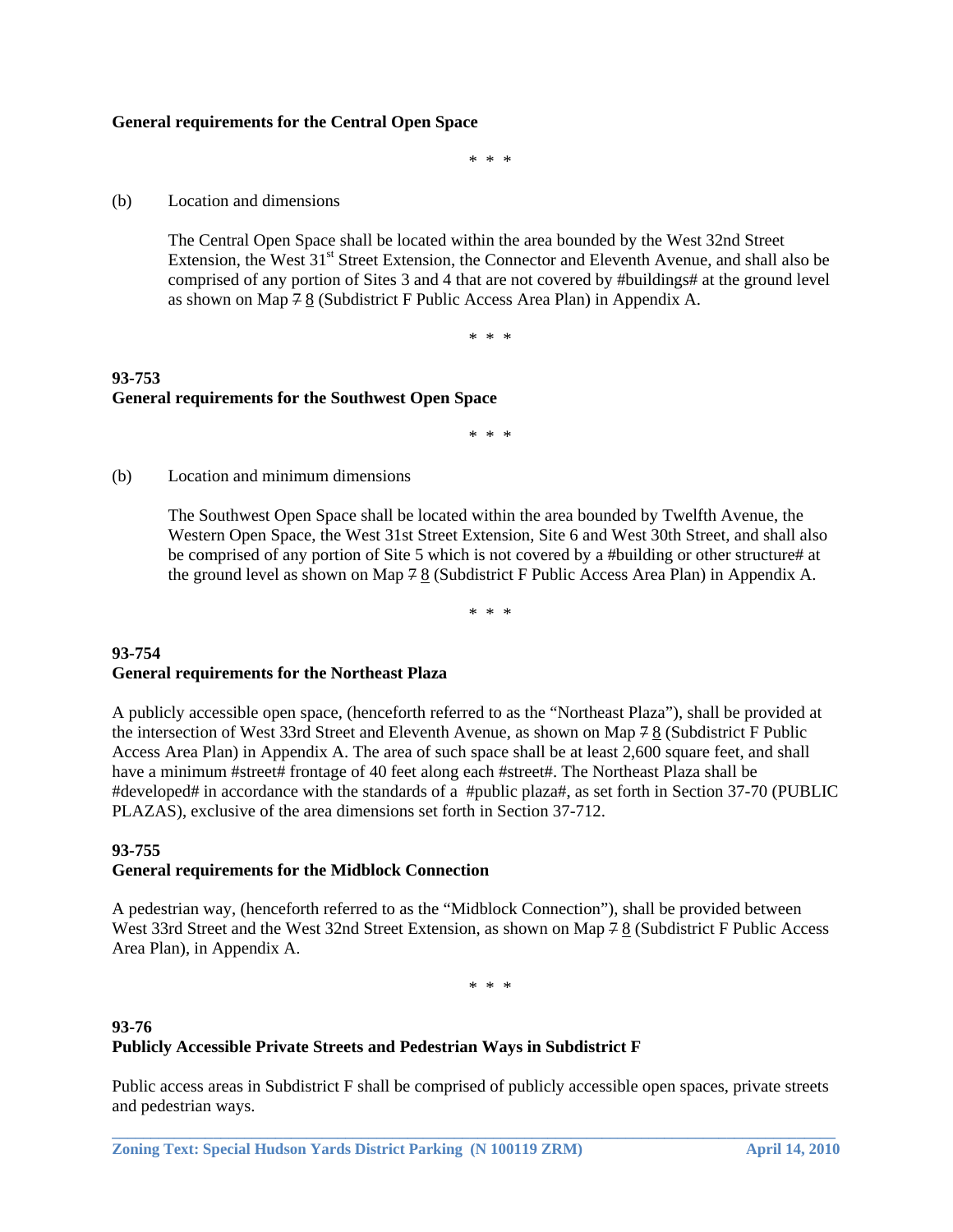**General requirements for the Central Open Space**

\* \* \*

(b) Location and dimensions

The Central Open Space shall be located within the area bounded by the West 32nd Street Extension, the West 31st Street Extension, the Connector and Eleventh Avenue, and shall also be comprised of any portion of Sites 3 and 4 that are not covered by #buildings# at the ground level as shown on Map ~~7~~ 8 (Subdistrict F Public Access Area Plan) in Appendix A.

\* \* \*

**93-753**
**General requirements for the Southwest Open Space**

\* \* \*

(b) Location and minimum dimensions

The Southwest Open Space shall be located within the area bounded by Twelfth Avenue, the Western Open Space, the West 31st Street Extension, Site 6 and West 30th Street, and shall also be comprised of any portion of Site 5 which is not covered by a #building or other structure# at the ground level as shown on Map ~~7~~ 8 (Subdistrict F Public Access Area Plan) in Appendix A.

\* \* \*

**93-754**
**General requirements for the Northeast Plaza**

A publicly accessible open space, (henceforth referred to as the "Northeast Plaza"), shall be provided at the intersection of West 33rd Street and Eleventh Avenue, as shown on Map ~~7~~ 8 (Subdistrict F Public Access Area Plan) in Appendix A. The area of such space shall be at least 2,600 square feet, and shall have a minimum #street# frontage of 40 feet along each #street#. The Northeast Plaza shall be #developed# in accordance with the standards of a #public plaza#, as set forth in Section 37-70 (PUBLIC PLAZAS), exclusive of the area dimensions set forth in Section 37-712.

**93-755**
**General requirements for the Midblock Connection**

A pedestrian way, (henceforth referred to as the "Midblock Connection"), shall be provided between West 33rd Street and the West 32nd Street Extension, as shown on Map ~~7~~ 8 (Subdistrict F Public Access Area Plan), in Appendix A.

\* \* \*

**93-76**
**Publicly Accessible Private Streets and Pedestrian Ways in Subdistrict F**

Public access areas in Subdistrict F shall be comprised of publicly accessible open spaces, private streets and pedestrian ways.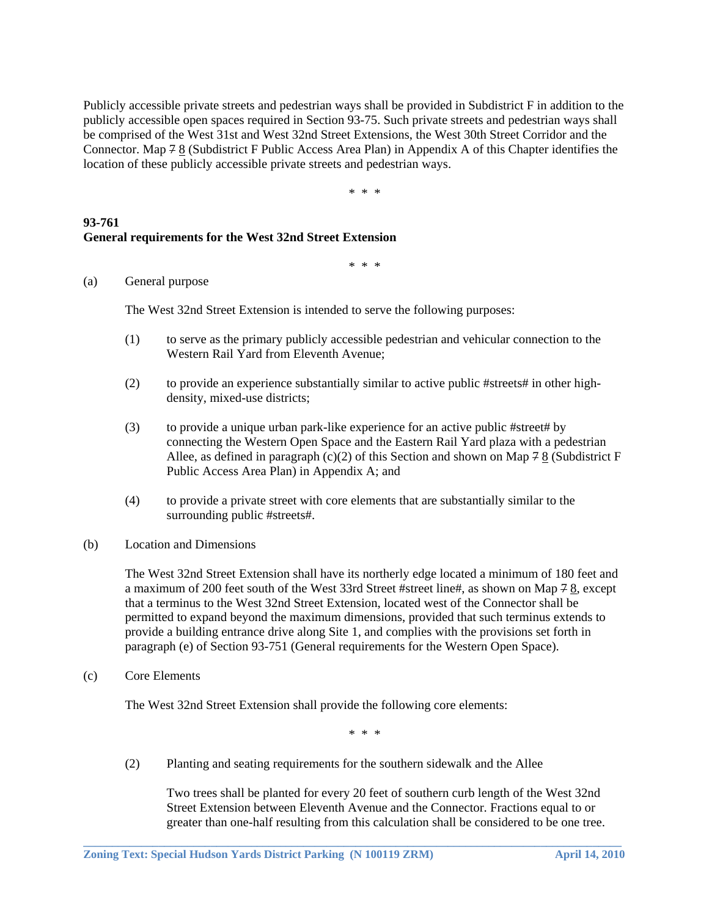Publicly accessible private streets and pedestrian ways shall be provided in Subdistrict F in addition to the publicly accessible open spaces required in Section 93-75. Such private streets and pedestrian ways shall be comprised of the West 31st and West 32nd Street Extensions, the West 30th Street Corridor and the Connector. Map ~~7~~ 8 (Subdistrict F Public Access Area Plan) in Appendix A of this Chapter identifies the location of these publicly accessible private streets and pedestrian ways.

\* \* \*

**93-761**
**General requirements for the West 32nd Street Extension**

\* \* \*

(a) General purpose

The West 32nd Street Extension is intended to serve the following purposes:

(1) to serve as the primary publicly accessible pedestrian and vehicular connection to the Western Rail Yard from Eleventh Avenue;

(2) to provide an experience substantially similar to active public #streets# in other high-density, mixed-use districts;

(3) to provide a unique urban park-like experience for an active public #street# by connecting the Western Open Space and the Eastern Rail Yard plaza with a pedestrian Allee, as defined in paragraph (c)(2) of this Section and shown on Map ~~7~~ 8 (Subdistrict F Public Access Area Plan) in Appendix A; and

(4) to provide a private street with core elements that are substantially similar to the surrounding public #streets#.

(b) Location and Dimensions

The West 32nd Street Extension shall have its northerly edge located a minimum of 180 feet and a maximum of 200 feet south of the West 33rd Street #street line#, as shown on Map ~~7~~ 8, except that a terminus to the West 32nd Street Extension, located west of the Connector shall be permitted to expand beyond the maximum dimensions, provided that such terminus extends to provide a building entrance drive along Site 1, and complies with the provisions set forth in paragraph (e) of Section 93-751 (General requirements for the Western Open Space).

(c) Core Elements

The West 32nd Street Extension shall provide the following core elements:

\* \* \*

(2) Planting and seating requirements for the southern sidewalk and the Allee

Two trees shall be planted for every 20 feet of southern curb length of the West 32nd Street Extension between Eleventh Avenue and the Connector. Fractions equal to or greater than one-half resulting from this calculation shall be considered to be one tree.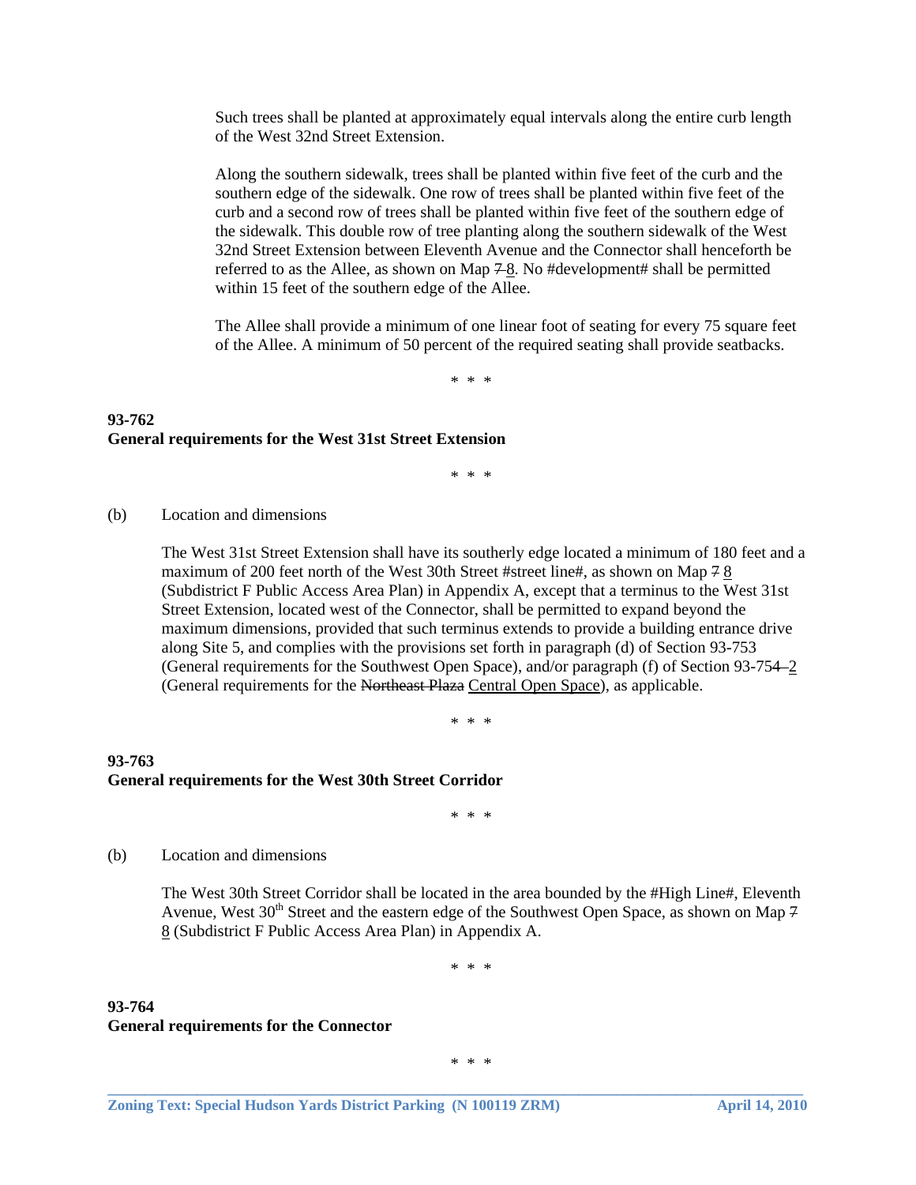Such trees shall be planted at approximately equal intervals along the entire curb length of the West 32nd Street Extension.

Along the southern sidewalk, trees shall be planted within five feet of the curb and the southern edge of the sidewalk. One row of trees shall be planted within five feet of the curb and a second row of trees shall be planted within five feet of the southern edge of the sidewalk. This double row of tree planting along the southern sidewalk of the West 32nd Street Extension between Eleventh Avenue and the Connector shall henceforth be referred to as the Allee, as shown on Map ~~7~~ 8. No #development# shall be permitted within 15 feet of the southern edge of the Allee.

The Allee shall provide a minimum of one linear foot of seating for every 75 square feet of the Allee. A minimum of 50 percent of the required seating shall provide seatbacks.

\* \* \*

**93-762**
**General requirements for the West 31st Street Extension**

\* \* \*

(b) Location and dimensions

The West 31st Street Extension shall have its southerly edge located a minimum of 180 feet and a maximum of 200 feet north of the West 30th Street #street line#, as shown on Map ~~7~~ 8 (Subdistrict F Public Access Area Plan) in Appendix A, except that a terminus to the West 31st Street Extension, located west of the Connector, shall be permitted to expand beyond the maximum dimensions, provided that such terminus extends to provide a building entrance drive along Site 5, and complies with the provisions set forth in paragraph (d) of Section 93-753 (General requirements for the Southwest Open Space), and/or paragraph (f) of Section 93-75~~4~~ 2 (General requirements for the ~~Northeast Plaza~~ Central Open Space), as applicable.

\* \* \*

**93-763**
**General requirements for the West 30th Street Corridor**

\* \* \*

(b) Location and dimensions

The West 30th Street Corridor shall be located in the area bounded by the #High Line#, Eleventh Avenue, West 30th Street and the eastern edge of the Southwest Open Space, as shown on Map ~~7~~ 8 (Subdistrict F Public Access Area Plan) in Appendix A.

\* \* \*

**93-764**
**General requirements for the Connector**

\* \* \*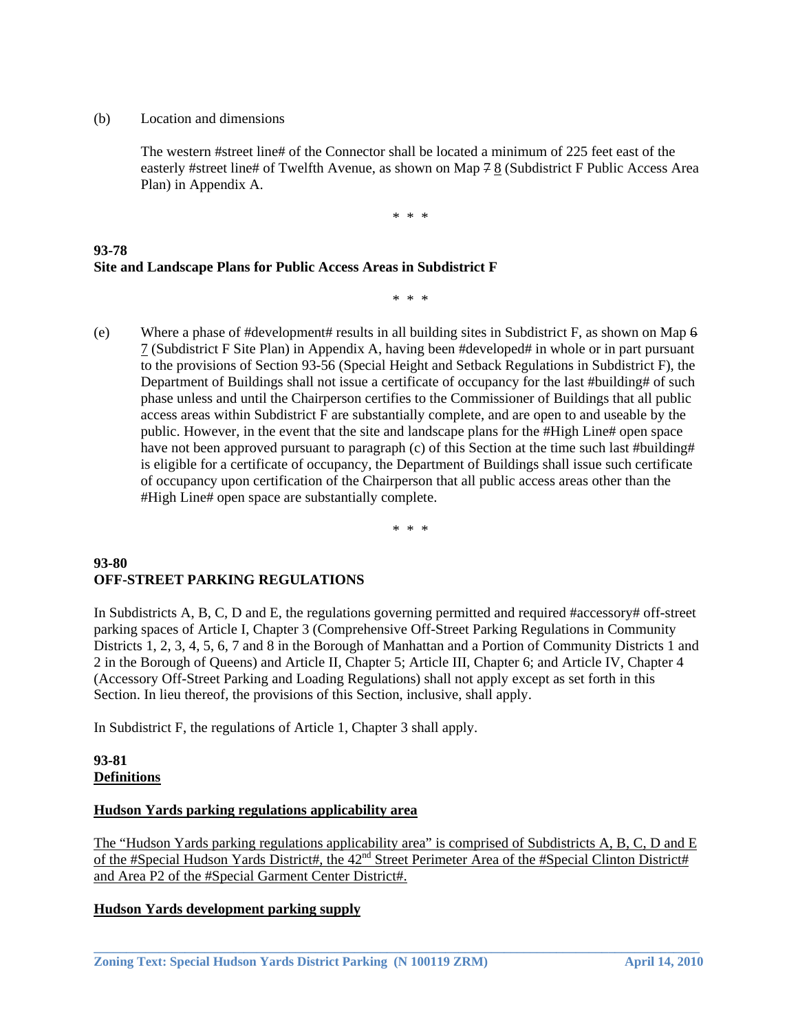(b) Location and dimensions

The western #street line# of the Connector shall be located a minimum of 225 feet east of the easterly #street line# of Twelfth Avenue, as shown on Map ~~7~~ <u>8</u> (Subdistrict F Public Access Area Plan) in Appendix A.

\* \* \*

**93-78**
**Site and Landscape Plans for Public Access Areas in Subdistrict F**

\* \* \*

(e) Where a phase of #development# results in all building sites in Subdistrict F, as shown on Map ~~6~~ <u>7</u> (Subdistrict F Site Plan) in Appendix A, having been #developed# in whole or in part pursuant to the provisions of Section 93-56 (Special Height and Setback Regulations in Subdistrict F), the Department of Buildings shall not issue a certificate of occupancy for the last #building# of such phase unless and until the Chairperson certifies to the Commissioner of Buildings that all public access areas within Subdistrict F are substantially complete, and are open to and useable by the public. However, in the event that the site and landscape plans for the #High Line# open space have not been approved pursuant to paragraph (c) of this Section at the time such last #building# is eligible for a certificate of occupancy, the Department of Buildings shall issue such certificate of occupancy upon certification of the Chairperson that all public access areas other than the #High Line# open space are substantially complete.

\* \* \*

**93-80**
**OFF-STREET PARKING REGULATIONS**

In Subdistricts A, B, C, D and E, the regulations governing permitted and required #accessory# off-street parking spaces of Article I, Chapter 3 (Comprehensive Off-Street Parking Regulations in Community Districts 1, 2, 3, 4, 5, 6, 7 and 8 in the Borough of Manhattan and a Portion of Community Districts 1 and 2 in the Borough of Queens) and Article II, Chapter 5; Article III, Chapter 6; and Article IV, Chapter 4 (Accessory Off-Street Parking and Loading Regulations) shall not apply except as set forth in this Section. In lieu thereof, the provisions of this Section, inclusive, shall apply.

In Subdistrict F, the regulations of Article 1, Chapter 3 shall apply.

**93-81**
**<u>Definitions</u>**

**<u>Hudson Yards parking regulations applicability area</u>**

<u>The "Hudson Yards parking regulations applicability area" is comprised of Subdistricts A, B, C, D and E of the #Special Hudson Yards District#, the 42nd Street Perimeter Area of the #Special Clinton District# and Area P2 of the #Special Garment Center District#.</u>

**<u>Hudson Yards development parking supply</u>**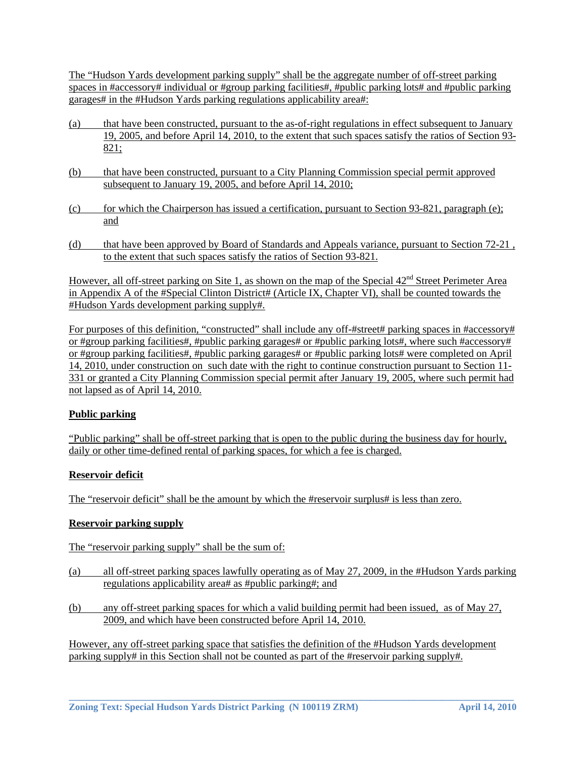The "Hudson Yards development parking supply" shall be the aggregate number of off-street parking spaces in #accessory# individual or #group parking facilities#, #public parking lots# and #public parking garages# in the #Hudson Yards parking regulations applicability area#:

(a) that have been constructed, pursuant to the as-of-right regulations in effect subsequent to January 19, 2005, and before April 14, 2010, to the extent that such spaces satisfy the ratios of Section 93-821;

(b) that have been constructed, pursuant to a City Planning Commission special permit approved subsequent to January 19, 2005, and before April 14, 2010;

(c) for which the Chairperson has issued a certification, pursuant to Section 93-821, paragraph (e); and

(d) that have been approved by Board of Standards and Appeals variance, pursuant to Section 72-21 , to the extent that such spaces satisfy the ratios of Section 93-821.

However, all off-street parking on Site 1, as shown on the map of the Special 42nd Street Perimeter Area in Appendix A of the #Special Clinton District# (Article IX, Chapter VI), shall be counted towards the #Hudson Yards development parking supply#.

For purposes of this definition, "constructed" shall include any off-#street# parking spaces in #accessory# or #group parking facilities#, #public parking garages# or #public parking lots#, where such #accessory# or #group parking facilities#, #public parking garages# or #public parking lots# were completed on April 14, 2010, under construction on such date with the right to continue construction pursuant to Section 11-331 or granted a City Planning Commission special permit after January 19, 2005, where such permit had not lapsed as of April 14, 2010.

**Public parking**

"Public parking" shall be off-street parking that is open to the public during the business day for hourly, daily or other time-defined rental of parking spaces, for which a fee is charged.

**Reservoir deficit**

The "reservoir deficit" shall be the amount by which the #reservoir surplus# is less than zero.

**Reservoir parking supply**

The "reservoir parking supply" shall be the sum of:

(a) all off-street parking spaces lawfully operating as of May 27, 2009, in the #Hudson Yards parking regulations applicability area# as #public parking#; and

(b) any off-street parking spaces for which a valid building permit had been issued, as of May 27, 2009, and which have been constructed before April 14, 2010.

However, any off-street parking space that satisfies the definition of the #Hudson Yards development parking supply# in this Section shall not be counted as part of the #reservoir parking supply#.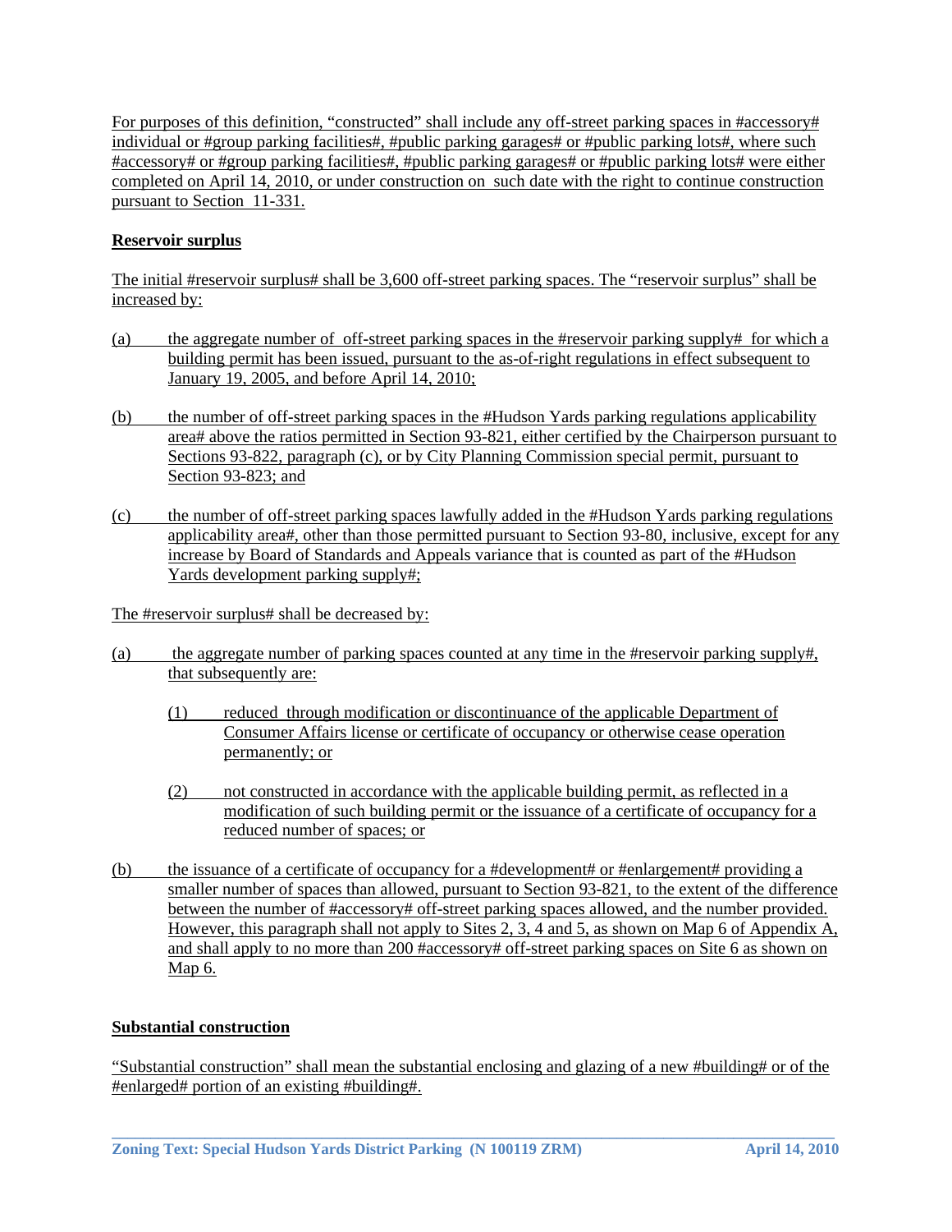For purposes of this definition, "constructed" shall include any off-street parking spaces in #accessory# individual or #group parking facilities#, #public parking garages# or #public parking lots#, where such #accessory# or #group parking facilities#, #public parking garages# or #public parking lots# were either completed on April 14, 2010, or under construction on such date with the right to continue construction pursuant to Section 11-331.

**Reservoir surplus**

The initial #reservoir surplus# shall be 3,600 off-street parking spaces. The "reservoir surplus" shall be increased by:

(a) the aggregate number of off-street parking spaces in the #reservoir parking supply# for which a building permit has been issued, pursuant to the as-of-right regulations in effect subsequent to January 19, 2005, and before April 14, 2010;

(b) the number of off-street parking spaces in the #Hudson Yards parking regulations applicability area# above the ratios permitted in Section 93-821, either certified by the Chairperson pursuant to Sections 93-822, paragraph (c), or by City Planning Commission special permit, pursuant to Section 93-823; and

(c) the number of off-street parking spaces lawfully added in the #Hudson Yards parking regulations applicability area#, other than those permitted pursuant to Section 93-80, inclusive, except for any increase by Board of Standards and Appeals variance that is counted as part of the #Hudson Yards development parking supply#;

The #reservoir surplus# shall be decreased by:

(a) the aggregate number of parking spaces counted at any time in the #reservoir parking supply#, that subsequently are:

 (1) reduced through modification or discontinuance of the applicable Department of Consumer Affairs license or certificate of occupancy or otherwise cease operation permanently; or

 (2) not constructed in accordance with the applicable building permit, as reflected in a modification of such building permit or the issuance of a certificate of occupancy for a reduced number of spaces; or

(b) the issuance of a certificate of occupancy for a #development# or #enlargement# providing a smaller number of spaces than allowed, pursuant to Section 93-821, to the extent of the difference between the number of #accessory# off-street parking spaces allowed, and the number provided. However, this paragraph shall not apply to Sites 2, 3, 4 and 5, as shown on Map 6 of Appendix A, and shall apply to no more than 200 #accessory# off-street parking spaces on Site 6 as shown on Map 6.

**Substantial construction**

"Substantial construction" shall mean the substantial enclosing and glazing of a new #building# or of the #enlarged# portion of an existing #building#.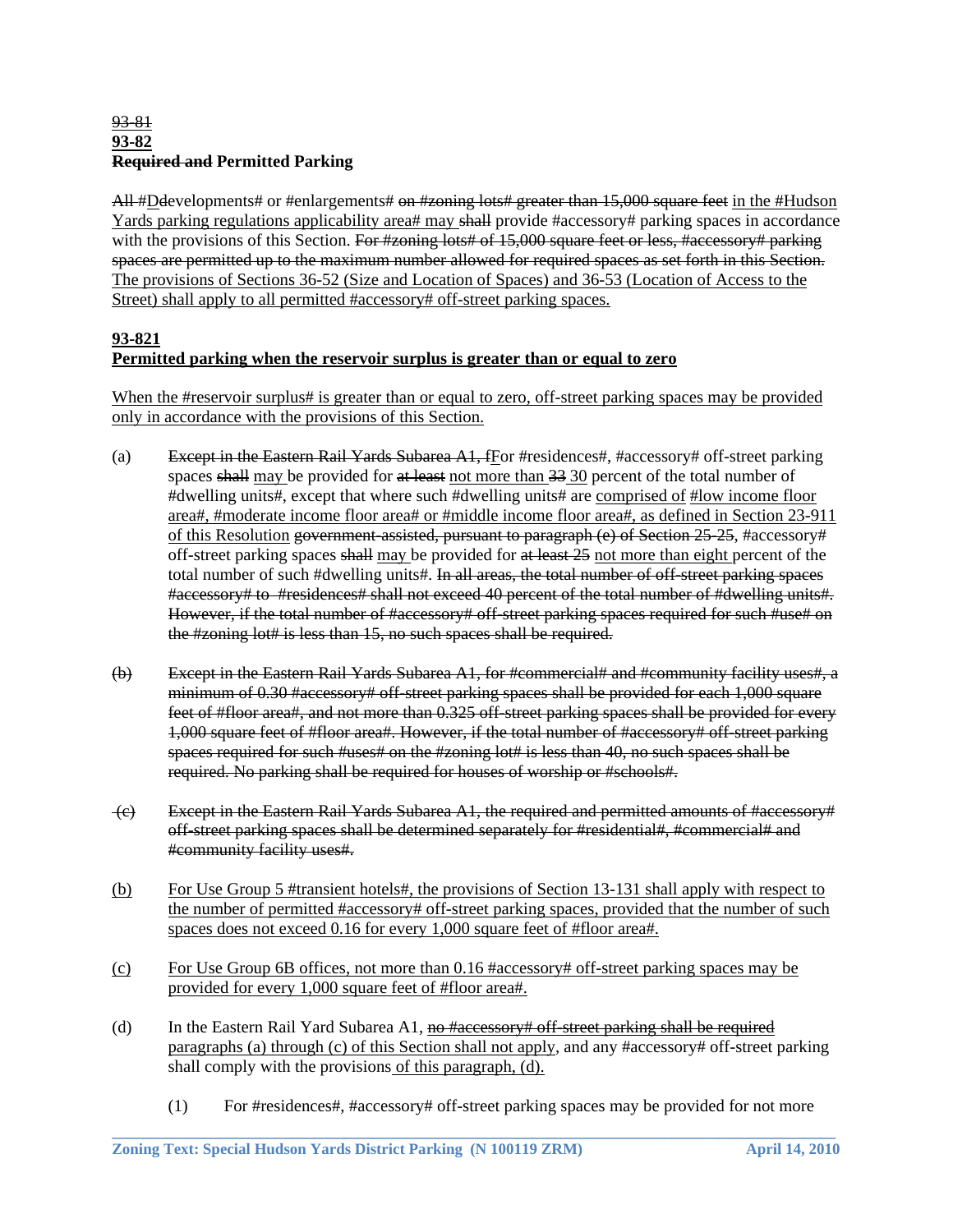~~93-81~~
**93-82**
~~**Required and**~~ **Permitted Parking**

~~All~~ #~~D~~developments# or #enlargements# ~~on #zoning lots# greater than 15,000 square feet~~ <u>in the #Hudson Yards parking regulations applicability area# may</u> ~~shall~~ provide #accessory# parking spaces in accordance with the provisions of this Section. ~~For #zoning lots# of 15,000 square feet or less, #accessory# parking spaces are permitted up to the maximum number allowed for required spaces as set forth in this Section.~~ <u>The provisions of Sections 36-52 (Size and Location of Spaces) and 36-53 (Location of Access to the Street) shall apply to all permitted #accessory# off-street parking spaces.</u>

<u>**93-821**</u>
<u>**Permitted parking when the reservoir surplus is greater than or equal to zero**</u>

<u>When the #reservoir surplus# is greater than or equal to zero, off-street parking spaces may be provided only in accordance with the provisions of this Section.</u>

(a) ~~Except in the Eastern Rail Yards Subarea A1, f~~<u>F</u>or #residences#, #accessory# off-street parking spaces ~~shall~~ <u>may</u> be provided for ~~at least~~ <u>not more than</u> ~~33~~ <u>30</u> percent of the total number of #dwelling units#, except that where such #dwelling units# are <u>comprised of #low income floor area#, #moderate income floor area# or #middle income floor area#, as defined in Section 23-911 of this Resolution</u> ~~government-assisted, pursuant to paragraph (e) of Section 25-25~~, #accessory# off-street parking spaces ~~shall~~ <u>may</u> be provided for ~~at least 25~~ <u>not more than eight</u> percent of the total number of such #dwelling units#. ~~In all areas, the total number of off-street parking spaces #accessory# to #residences# shall not exceed 40 percent of the total number of #dwelling units#. However, if the total number of #accessory# off-street parking spaces required for such #use# on the #zoning lot# is less than 15, no such spaces shall be required.~~

~~(b) Except in the Eastern Rail Yards Subarea A1, for #commercial# and #community facility uses#, a minimum of 0.30 #accessory# off-street parking spaces shall be provided for each 1,000 square feet of #floor area#, and not more than 0.325 off-street parking spaces shall be provided for every 1,000 square feet of #floor area#. However, if the total number of #accessory# off-street parking spaces required for such #uses# on the #zoning lot# is less than 40, no such spaces shall be required. No parking shall be required for houses of worship or #schools#.~~

~~(c) Except in the Eastern Rail Yards Subarea A1, the required and permitted amounts of #accessory# off-street parking spaces shall be determined separately for #residential#, #commercial# and #community facility uses#.~~

<u>(b) For Use Group 5 #transient hotels#, the provisions of Section 13-131 shall apply with respect to the number of permitted #accessory# off-street parking spaces, provided that the number of such spaces does not exceed 0.16 for every 1,000 square feet of #floor area#.</u>

<u>(c) For Use Group 6B offices, not more than 0.16 #accessory# off-street parking spaces may be provided for every 1,000 square feet of #floor area#.</u>

(d) In the Eastern Rail Yard Subarea A1, ~~no #accessory# off-street parking shall be required~~ <u>paragraphs (a) through (c) of this Section shall not apply</u>, and any #accessory# off-street parking shall comply with the provisions <u>of this paragraph, (d).</u>

(1) For #residences#, #accessory# off-street parking spaces may be provided for not more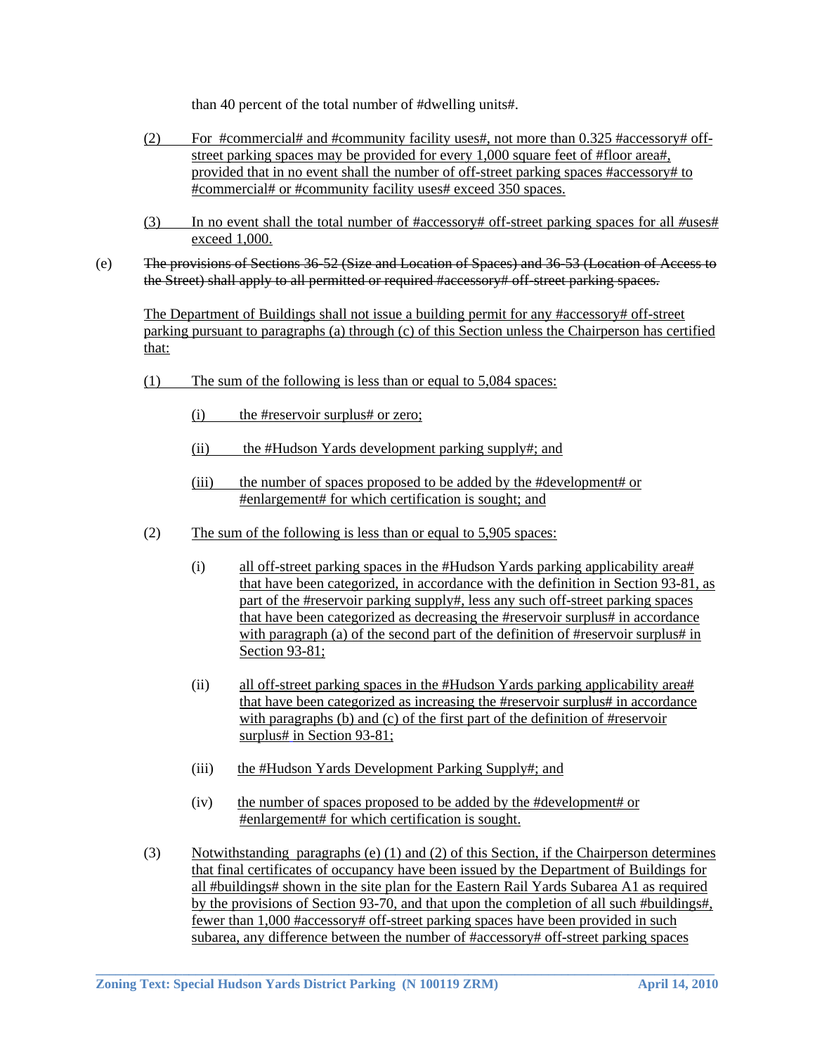than 40 percent of the total number of #dwelling units#.

(2) For #commercial# and #community facility uses#, not more than 0.325 #accessory# off-street parking spaces may be provided for every 1,000 square feet of #floor area#, provided that in no event shall the number of off-street parking spaces #accessory# to #commercial# or #community facility uses# exceed 350 spaces.

(3) In no event shall the total number of #accessory# off-street parking spaces for all #uses# exceed 1,000.

(e) ~~The provisions of Sections 36-52 (Size and Location of Spaces) and 36-53 (Location of Access to the Street) shall apply to all permitted or required #accessory# off-street parking spaces.~~

The Department of Buildings shall not issue a building permit for any #accessory# off-street parking pursuant to paragraphs (a) through (c) of this Section unless the Chairperson has certified that:

(1) The sum of the following is less than or equal to 5,084 spaces:

(i) the #reservoir surplus# or zero;

(ii) the #Hudson Yards development parking supply#; and

(iii) the number of spaces proposed to be added by the #development# or #enlargement# for which certification is sought; and

(2) The sum of the following is less than or equal to 5,905 spaces:

(i) all off-street parking spaces in the #Hudson Yards parking applicability area# that have been categorized, in accordance with the definition in Section 93-81, as part of the #reservoir parking supply#, less any such off-street parking spaces that have been categorized as decreasing the #reservoir surplus# in accordance with paragraph (a) of the second part of the definition of #reservoir surplus# in Section 93-81;

(ii) all off-street parking spaces in the #Hudson Yards parking applicability area# that have been categorized as increasing the #reservoir surplus# in accordance with paragraphs (b) and (c) of the first part of the definition of #reservoir surplus# in Section 93-81;

(iii) the #Hudson Yards Development Parking Supply#; and

(iv) the number of spaces proposed to be added by the #development# or #enlargement# for which certification is sought.

(3) Notwithstanding paragraphs (e) (1) and (2) of this Section, if the Chairperson determines that final certificates of occupancy have been issued by the Department of Buildings for all #buildings# shown in the site plan for the Eastern Rail Yards Subarea A1 as required by the provisions of Section 93-70, and that upon the completion of all such #buildings#, fewer than 1,000 #accessory# off-street parking spaces have been provided in such subarea, any difference between the number of #accessory# off-street parking spaces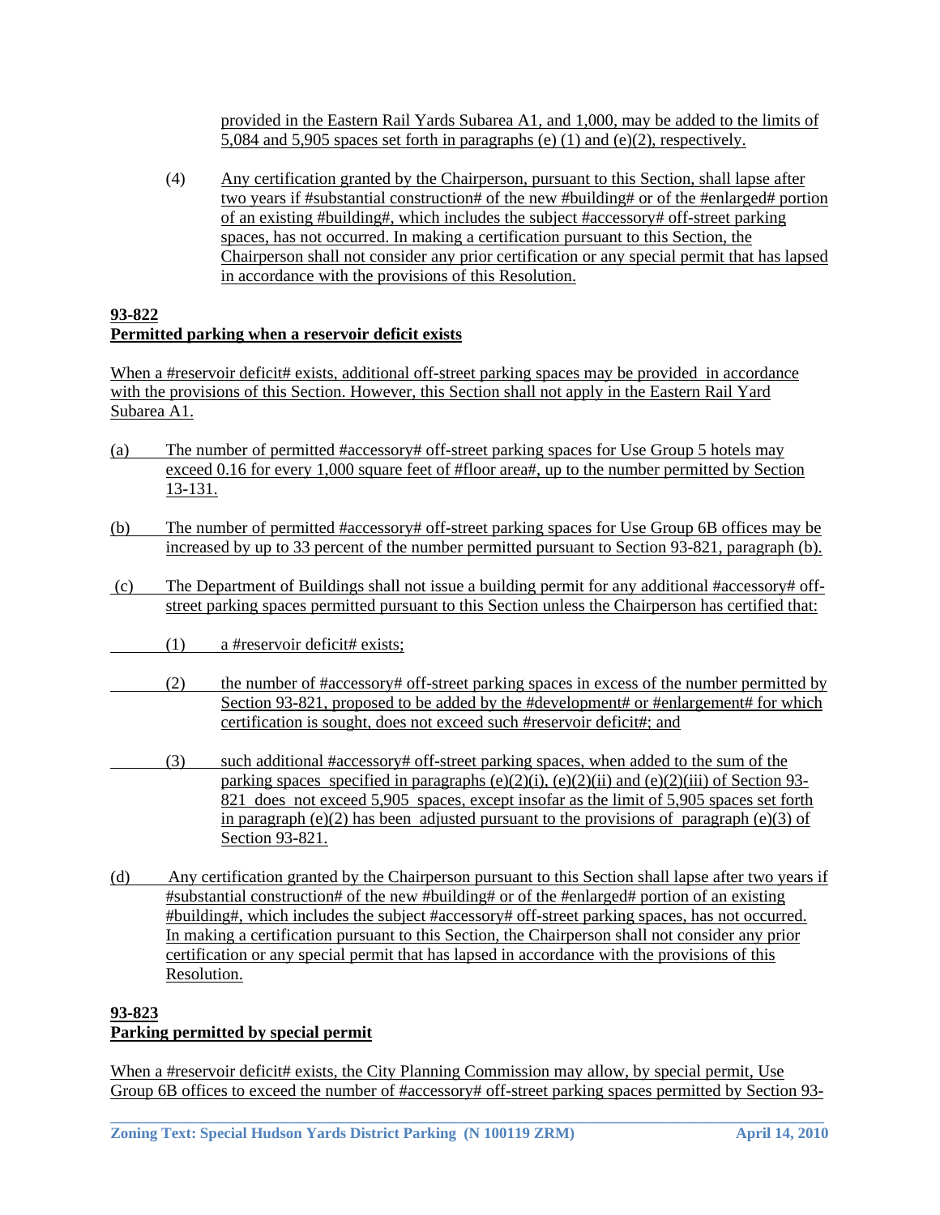provided in the Eastern Rail Yards Subarea A1, and 1,000, may be added to the limits of 5,084 and 5,905 spaces set forth in paragraphs (e) (1) and (e)(2), respectively.

(4) Any certification granted by the Chairperson, pursuant to this Section, shall lapse after two years if #substantial construction# of the new #building# or of the #enlarged# portion of an existing #building#, which includes the subject #accessory# off-street parking spaces, has not occurred. In making a certification pursuant to this Section, the Chairperson shall not consider any prior certification or any special permit that has lapsed in accordance with the provisions of this Resolution.

**93-822**
**Permitted parking when a reservoir deficit exists**

When a #reservoir deficit# exists, additional off-street parking spaces may be provided in accordance with the provisions of this Section. However, this Section shall not apply in the Eastern Rail Yard Subarea A1.

(a) The number of permitted #accessory# off-street parking spaces for Use Group 5 hotels may exceed 0.16 for every 1,000 square feet of #floor area#, up to the number permitted by Section 13-131.

(b) The number of permitted #accessory# off-street parking spaces for Use Group 6B offices may be increased by up to 33 percent of the number permitted pursuant to Section 93-821, paragraph (b).

(c) The Department of Buildings shall not issue a building permit for any additional #accessory# off-street parking spaces permitted pursuant to this Section unless the Chairperson has certified that:

(1) a #reservoir deficit# exists;

(2) the number of #accessory# off-street parking spaces in excess of the number permitted by Section 93-821, proposed to be added by the #development# or #enlargement# for which certification is sought, does not exceed such #reservoir deficit#; and

(3) such additional #accessory# off-street parking spaces, when added to the sum of the parking spaces specified in paragraphs (e)(2)(i), (e)(2)(ii) and (e)(2)(iii) of Section 93-821 does not exceed 5,905 spaces, except insofar as the limit of 5,905 spaces set forth in paragraph (e)(2) has been adjusted pursuant to the provisions of paragraph (e)(3) of Section 93-821.

(d) Any certification granted by the Chairperson pursuant to this Section shall lapse after two years if #substantial construction# of the new #building# or of the #enlarged# portion of an existing #building#, which includes the subject #accessory# off-street parking spaces, has not occurred. In making a certification pursuant to this Section, the Chairperson shall not consider any prior certification or any special permit that has lapsed in accordance with the provisions of this Resolution.

**93-823**
**Parking permitted by special permit**

When a #reservoir deficit# exists, the City Planning Commission may allow, by special permit, Use Group 6B offices to exceed the number of #accessory# off-street parking spaces permitted by Section 93-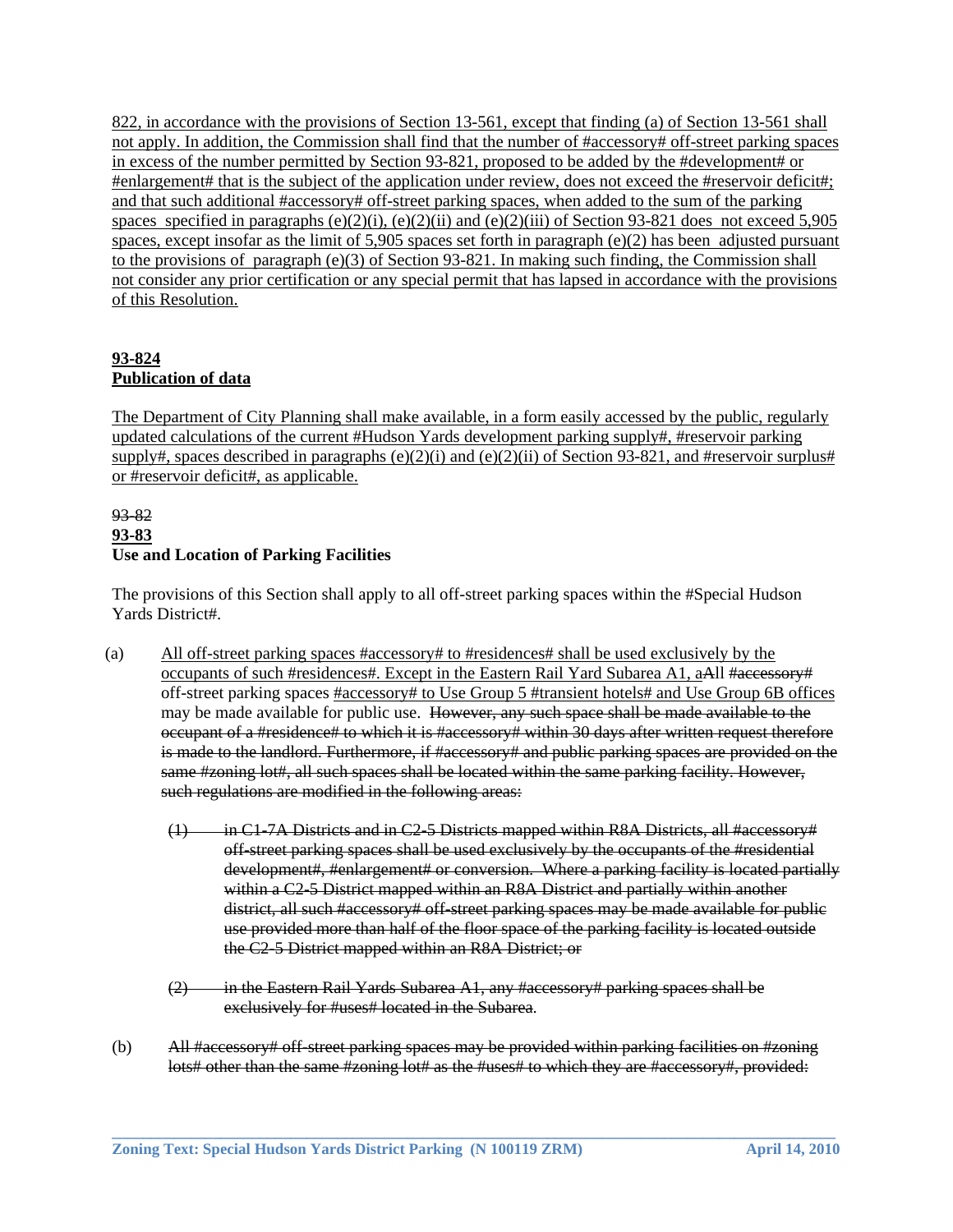822, in accordance with the provisions of Section 13-561, except that finding (a) of Section 13-561 shall not apply. In addition, the Commission shall find that the number of #accessory# off-street parking spaces in excess of the number permitted by Section 93-821, proposed to be added by the #development# or #enlargement# that is the subject of the application under review, does not exceed the #reservoir deficit#; and that such additional #accessory# off-street parking spaces, when added to the sum of the parking spaces specified in paragraphs (e)(2)(i), (e)(2)(ii) and (e)(2)(iii) of Section 93-821 does not exceed 5,905 spaces, except insofar as the limit of 5,905 spaces set forth in paragraph (e)(2) has been adjusted pursuant to the provisions of paragraph (e)(3) of Section 93-821. In making such finding, the Commission shall not consider any prior certification or any special permit that has lapsed in accordance with the provisions of this Resolution.

**93-824**
**Publication of data**

The Department of City Planning shall make available, in a form easily accessed by the public, regularly updated calculations of the current #Hudson Yards development parking supply#, #reservoir parking supply#, spaces described in paragraphs (e)(2)(i) and (e)(2)(ii) of Section 93-821, and #reservoir surplus# or #reservoir deficit#, as applicable.

~~93-82~~
**93-83**
**Use and Location of Parking Facilities**

The provisions of this Section shall apply to all off-street parking spaces within the #Special Hudson Yards District#.

(a) All off-street parking spaces #accessory# to #residences# shall be used exclusively by the occupants of such #residences#. Except in the Eastern Rail Yard Subarea A1, a~~A~~ll ~~#accessory#~~ off-street parking spaces #accessory# to Use Group 5 #transient hotels# and Use Group 6B offices may be made available for public use. ~~However, any such space shall be made available to the occupant of a #residence# to which it is #accessory# within 30 days after written request therefore is made to the landlord. Furthermore, if #accessory# and public parking spaces are provided on the same #zoning lot#, all such spaces shall be located within the same parking facility. However, such regulations are modified in the following areas:~~

~~(1) in C1-7A Districts and in C2-5 Districts mapped within R8A Districts, all #accessory# off-street parking spaces shall be used exclusively by the occupants of the #residential development#, #enlargement# or conversion. Where a parking facility is located partially within a C2-5 District mapped within an R8A District and partially within another district, all such #accessory# off-street parking spaces may be made available for public use provided more than half of the floor space of the parking facility is located outside the C2-5 District mapped within an R8A District; or~~

~~(2) in the Eastern Rail Yards Subarea A1, any #accessory# parking spaces shall be exclusively for #uses# located in the Subarea.~~

(b) ~~All #accessory# off-street parking spaces may be provided within parking facilities on #zoning lots# other than the same #zoning lot# as the #uses# to which they are #accessory#, provided:~~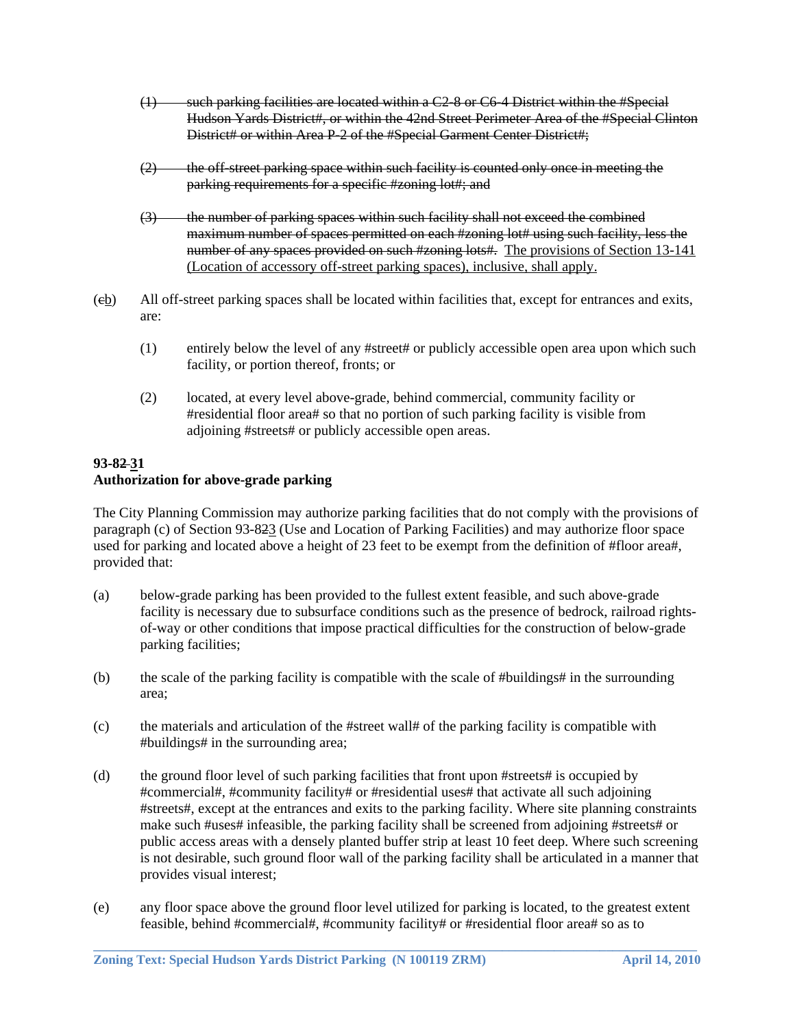(1) ~~such parking facilities are located within a C2-8 or C6-4 District within the #Special Hudson Yards District#, or within the 42nd Street Perimeter Area of the #Special Clinton District# or within Area P-2 of the #Special Garment Center District#;~~

(2) ~~the off-street parking space within such facility is counted only once in meeting the parking requirements for a specific #zoning lot#; and~~

(3) ~~the number of parking spaces within such facility shall not exceed the combined maximum number of spaces permitted on each #zoning lot# using such facility, less the number of any spaces provided on such #zoning lots#.~~ <u>The provisions of Section 13-141 (Location of accessory off-street parking spaces), inclusive, shall apply.</u>

(~~c~~<u>b</u>) All off-street parking spaces shall be located within facilities that, except for entrances and exits, are:

(1) entirely below the level of any #street# or publicly accessible open area upon which such facility, or portion thereof, fronts; or

(2) located, at every level above-grade, behind commercial, community facility or #residential floor area# so that no portion of such parking facility is visible from adjoining #streets# or publicly accessible open areas.

**93-8~~2~~ <u>31</u>**
**Authorization for above-grade parking**

The City Planning Commission may authorize parking facilities that do not comply with the provisions of paragraph (c) of Section 93-8~~2~~<u>3</u> (Use and Location of Parking Facilities) and may authorize floor space used for parking and located above a height of 23 feet to be exempt from the definition of #floor area#, provided that:

(a) below-grade parking has been provided to the fullest extent feasible, and such above-grade facility is necessary due to subsurface conditions such as the presence of bedrock, railroad rights-of-way or other conditions that impose practical difficulties for the construction of below-grade parking facilities;

(b) the scale of the parking facility is compatible with the scale of #buildings# in the surrounding area;

(c) the materials and articulation of the #street wall# of the parking facility is compatible with #buildings# in the surrounding area;

(d) the ground floor level of such parking facilities that front upon #streets# is occupied by #commercial#, #community facility# or #residential uses# that activate all such adjoining #streets#, except at the entrances and exits to the parking facility. Where site planning constraints make such #uses# infeasible, the parking facility shall be screened from adjoining #streets# or public access areas with a densely planted buffer strip at least 10 feet deep. Where such screening is not desirable, such ground floor wall of the parking facility shall be articulated in a manner that provides visual interest;

(e) any floor space above the ground floor level utilized for parking is located, to the greatest extent feasible, behind #commercial#, #community facility# or #residential floor area# so as to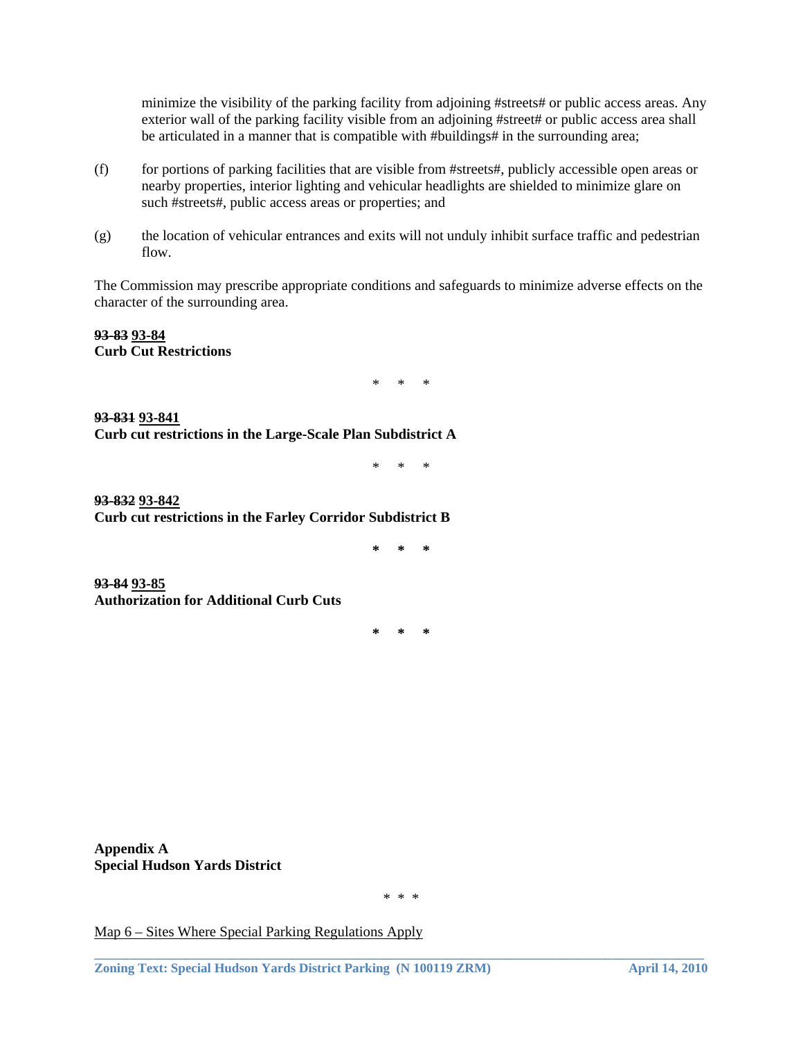minimize the visibility of the parking facility from adjoining #streets# or public access areas. Any exterior wall of the parking facility visible from an adjoining #street# or public access area shall be articulated in a manner that is compatible with #buildings# in the surrounding area;

(f) for portions of parking facilities that are visible from #streets#, publicly accessible open areas or nearby properties, interior lighting and vehicular headlights are shielded to minimize glare on such #streets#, public access areas or properties; and

(g) the location of vehicular entrances and exits will not unduly inhibit surface traffic and pedestrian flow.

The Commission may prescribe appropriate conditions and safeguards to minimize adverse effects on the character of the surrounding area.

**~~93-83~~ <u>93-84</u>**
**Curb Cut Restrictions**

\* \* \*

**~~93-831~~ <u>93-841</u>**
**Curb cut restrictions in the Large-Scale Plan Subdistrict A**

\* \* \*

**~~93-832~~ <u>93-842</u>**
**Curb cut restrictions in the Farley Corridor Subdistrict B**

\* \* \*

**~~93-84~~ <u>93-85</u>**
**Authorization for Additional Curb Cuts**

\* \* \*

**Appendix A**
**Special Hudson Yards District**

\* \* \*

<u>Map 6 – Sites Where Special Parking Regulations Apply</u>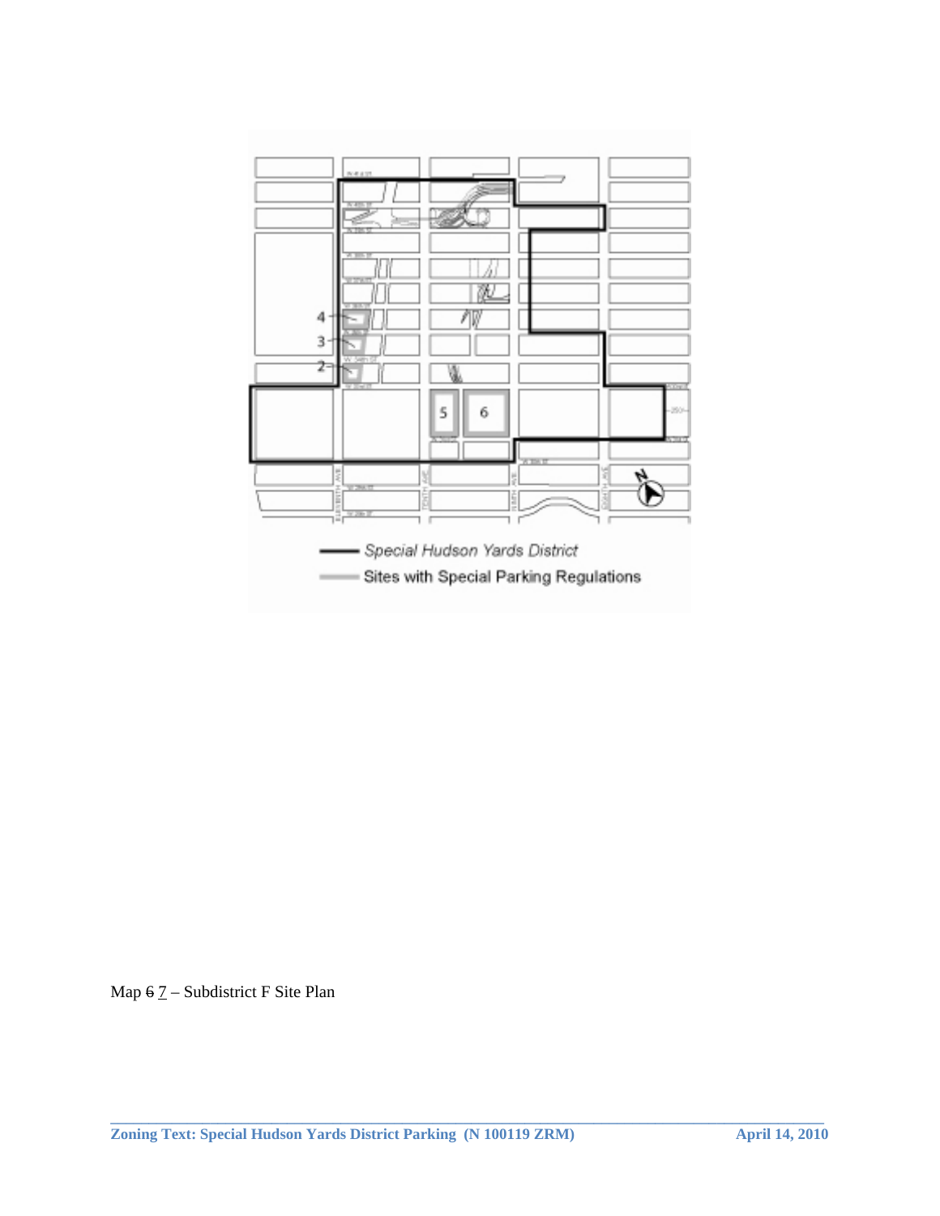Special Hudson Yards District

Sites with Special Parking Regulations

Map ~~6~~ 7 – Subdistrict F Site Plan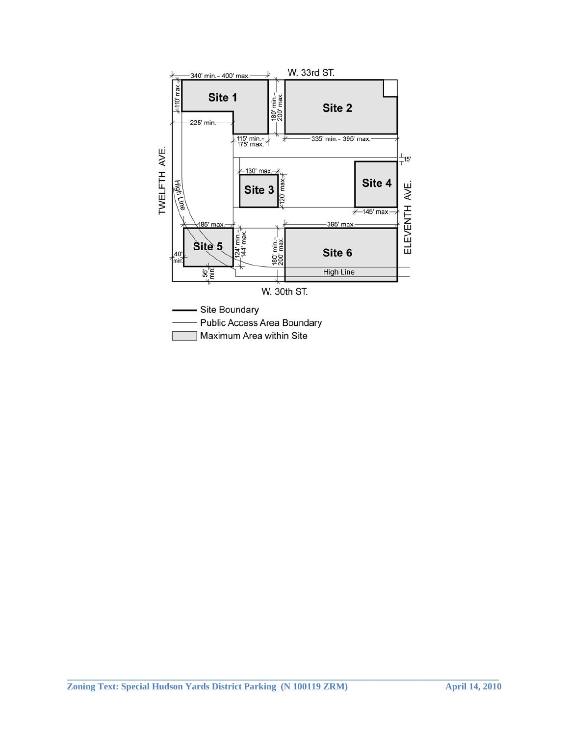W. 33rd ST.

340' min.– 400' max.

110' max.

Site 1

180' min.– 200' max.

Site 2

225' min.

115' min.– 175' max.

335' min.– 395' max.

15'

130' max.

Site 3

120' max.

Site 4

TWELFTH AVE.

High Line

ELEVENTH AVE.

145' max.

185' max.

395' max.

Site 5

124' min.– 144' max.

180' min.– 200' max.

Site 6

40' min.

56' min.

High Line

W. 30th ST.

Site Boundary

Public Access Area Boundary

Maximum Area within Site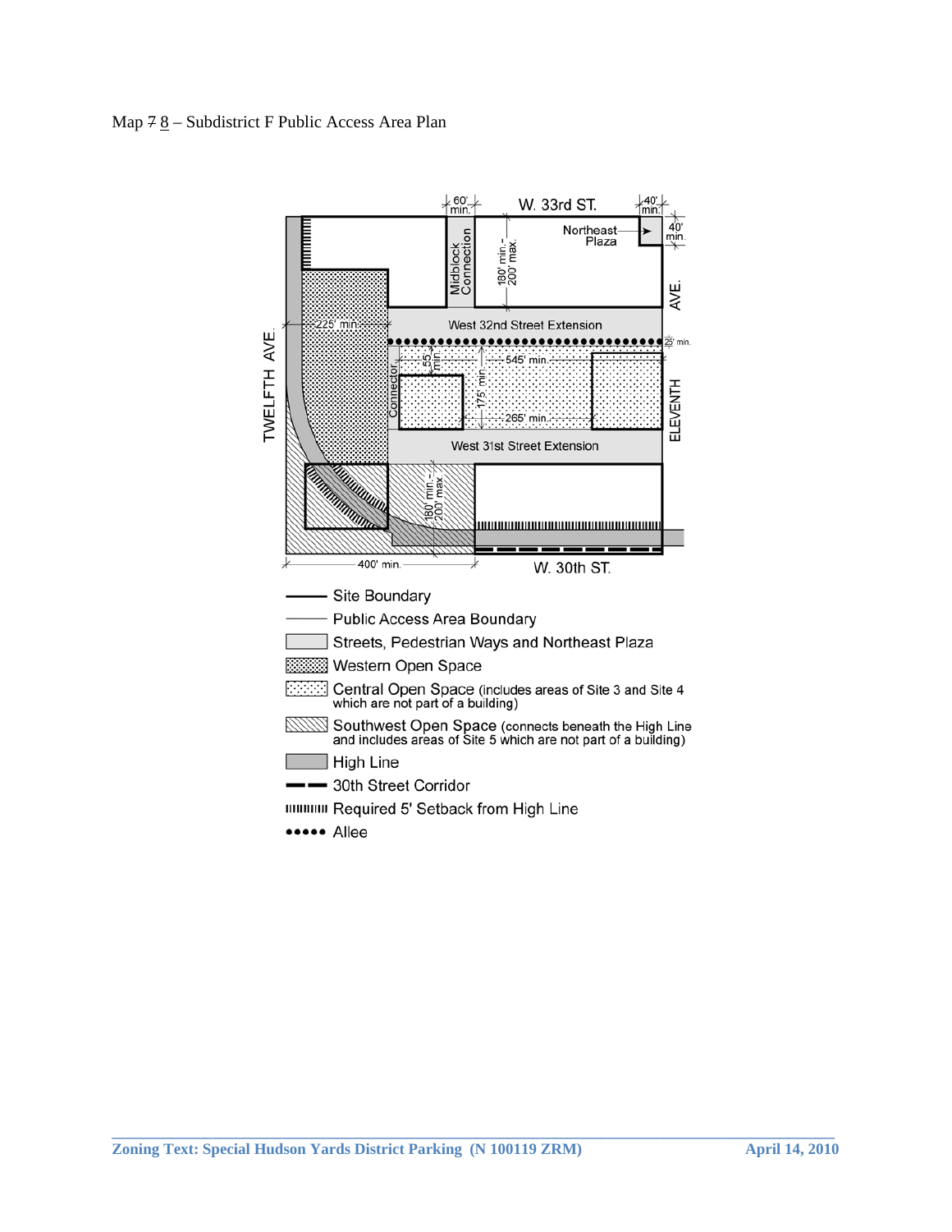Map ~~7~~ 8 – Subdistrict F Public Access Area Plan

W. 33rd ST.

60' min.

40' min.

40' min.

Northeast Plaza

Midblock Connection

180' min.- 200' max.

AVE.

TWELFTH AVE.

225' min.

West 32nd Street Extension

25' min.

55' min.

545' min.

Connector

175' min.

ELEVENTH

265' min.

West 31st Street Extension

180' min.- 200' max.

400' min.

W. 30th ST.

Site Boundary

Public Access Area Boundary

Streets, Pedestrian Ways and Northeast Plaza

Western Open Space

Central Open Space (includes areas of Site 3 and Site 4 which are not part of a building)

Southwest Open Space (connects beneath the High Line and includes areas of Site 5 which are not part of a building)

High Line

30th Street Corridor

Required 5' Setback from High Line

Allee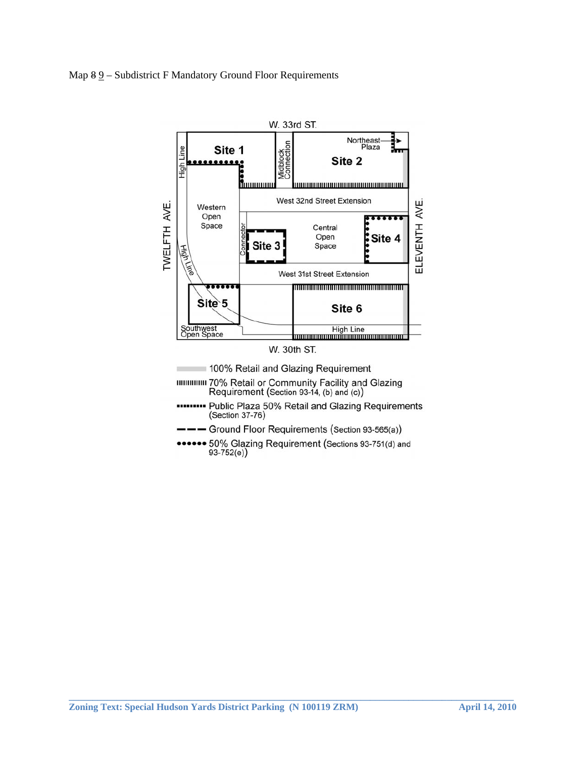Map ~~8~~ 9 – Subdistrict F Mandatory Ground Floor Requirements

W. 33rd ST.

Site 1

High Line

Midblock Connection

Northeast Plaza

Site 2

West 32nd Street Extension

Western Open Space

Connector

Site 3

Central Open Space

Site 4

High Line

West 31st Street Extension

Site 5

Site 6

Southwest Open Space

High Line

W. 30th ST.

TWELFTH AVE.

ELEVENTH AVE.

- 100% Retail and Glazing Requirement
- 70% Retail or Community Facility and Glazing Requirement (Section 93-14, (b) and (c))
- Public Plaza 50% Retail and Glazing Requirements (Section 37-76)
- Ground Floor Requirements (Section 93-565(a))
- 50% Glazing Requirement (Sections 93-751(d) and 93-752(e))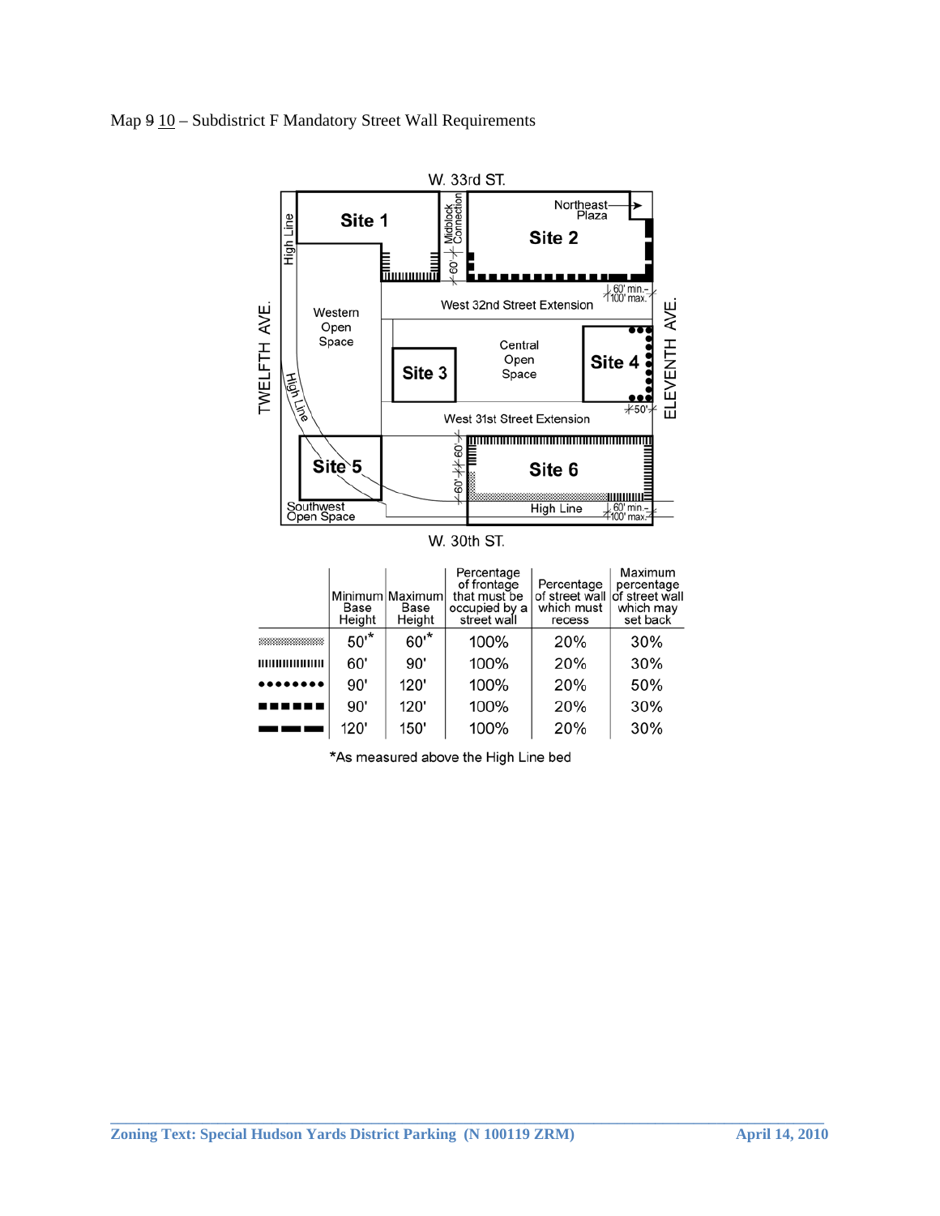Map ~~9~~ 10 – Subdistrict F Mandatory Street Wall Requirements

W. 33rd ST.

High Line

Site 1

Midblock Connection

60'

Northeast Plaza

Site 2

60' min.– 100' max.

West 32nd Street Extension

TWELFTH AVE.

Western Open Space

Site 3

Central Open Space

Site 4

ELEVENTH AVE.

High Line

50'

West 31st Street Extension

Site 5

60'

60'

Site 6

Southwest Open Space

High Line

60' min.– 100' max.

W. 30th ST.

| | Minimum Base Height | Maximum Base Height | Percentage of frontage that must be occupied by a street wall | Percentage of street wall which must recess | Maximum percentage of street wall which may set back |
|---|---|---|---|---|---|
| (stippled) | 50'* | 60'* | 100% | 20% | 30% |
| (hatched) | 60' | 90' | 100% | 20% | 30% |
| (dotted) | 90' | 120' | 100% | 20% | 50% |
| (short dash) | 90' | 120' | 100% | 20% | 30% |
| (long dash) | 120' | 150' | 100% | 20% | 30% |

*As measured above the High Line bed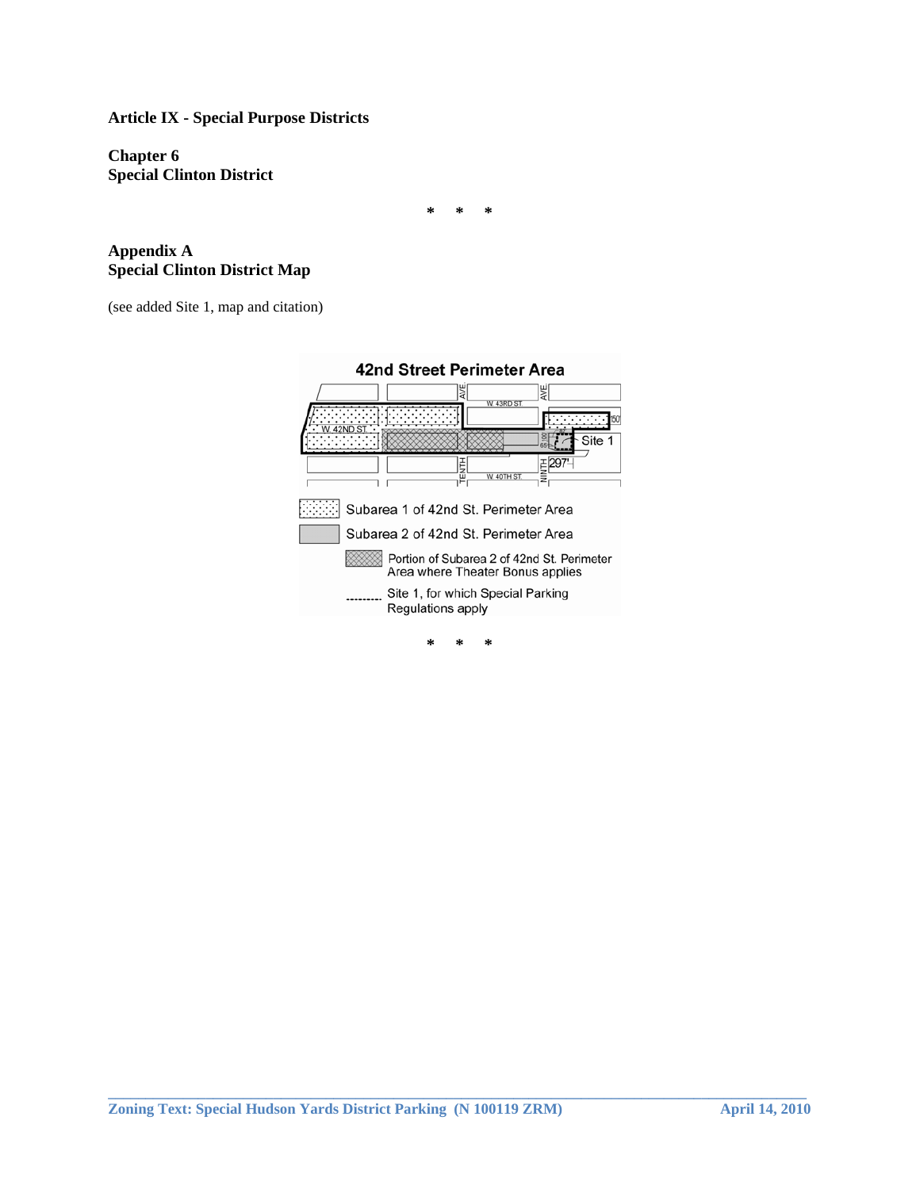**Article IX - Special Purpose Districts**

**Chapter 6**
**Special Clinton District**

\* \* \*

**Appendix A**
**Special Clinton District Map**

(see added Site 1, map and citation)

42nd Street Perimeter Area

W 43RD ST

W 42ND ST

W 40TH ST

TENTH AVE

NINTH AVE

Site 1

150'

297'

Subarea 1 of 42nd St. Perimeter Area

Subarea 2 of 42nd St. Perimeter Area

Portion of Subarea 2 of 42nd St. Perimeter Area where Theater Bonus applies

Site 1, for which Special Parking Regulations apply

\* \* \*